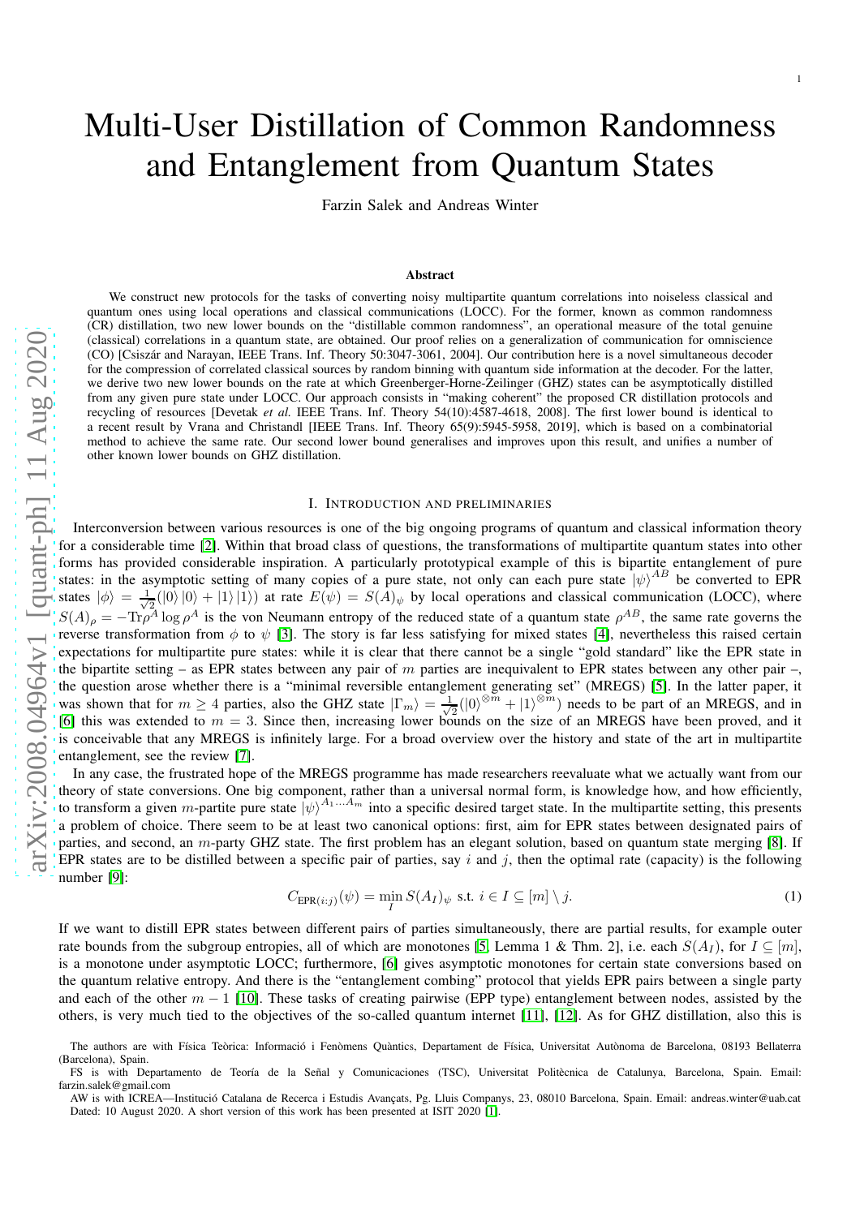# Multi-User Distillation of Common Randomness and Entanglement from Quantum States

Farzin Salek and Andreas Winter

### Abstract

We construct new protocols for the tasks of converting noisy multipartite quantum correlations into noiseless classical and quantum ones using local operations and classical communications (LOCC). For the former, known as common randomness (CR) distillation, two new lower bounds on the "distillable common randomness", an operational measure of the total genuine (classical) correlations in a quantum state, are obtained. Our proof relies on a generalization of communication for omniscience (CO) [Csiszár and Narayan, IEEE Trans. Inf. Theory 50:3047-3061, 2004]. Our contribution here is a novel simultaneous decoder for the compression of correlated classical sources by random binning with quantum side information at the decoder. For the latter, we derive two new lower bounds on the rate at which Greenberger-Horne-Zeilinger (GHZ) states can be asymptotically distilled from any given pure state under LOCC. Our approach consists in "making coherent" the proposed CR distillation protocols and recycling of resources [Devetak *et al.* IEEE Trans. Inf. Theory 54(10):4587-4618, 2008]. The first lower bound is identical to a recent result by Vrana and Christandl [IEEE Trans. Inf. Theory 65(9):5945-5958, 2019], which is based on a combinatorial method to achieve the same rate. Our second lower bound generalises and improves upon this result, and unifies a number of other known lower bounds on GHZ distillation.

## I. Introduction and preliminaries

Interconversion between various resources is one of the big ongoing programs of quantum and classical information theory for a considerable time [2]. Within that broad class of questions, the transformations of multipartite quantum states into other forms has provided considerable inspiration. A particularly prototypical example of this is bipartite entanglement of pure states: in the asymptotic setting of many copies of a pure state, not only can each pure state $|\psi\rangle^{AB}$ be converted to EPR states $|\phi\rangle = \frac{1}{\sqrt{2}}(|0\rangle|0\rangle + |1\rangle|1\rangle)$ at rate $E(\psi) = S(A)_\psi$ by local operations and classical communication (LOCC), where $S(A)_\rho = -\mathrm{Tr}\rho^A \log \rho^A$ is the von Neumann entropy of the reduced state of a quantum state $\rho^{AB}$, the same rate governs the reverse transformation from $\phi$ to $\psi$ [3]. The story is far less satisfying for mixed states [4], nevertheless this raised certain expectations for multipartite pure states: while it is clear that there cannot be a single "gold standard" like the EPR state in the bipartite setting – as EPR states between any pair of $m$ parties are inequivalent to EPR states between any other pair –, the question arose whether there is a "minimal reversible entanglement generating set" (MREGS) [5]. In the latter paper, it was shown that for $m \geq 4$ parties, also the GHZ state $|\Gamma_m\rangle = \frac{1}{\sqrt{2}}(|0\rangle^{\otimes m} + |1\rangle^{\otimes m})$ needs to be part of an MREGS, and in [6] this was extended to $m = 3$. Since then, increasing lower bounds on the size of an MREGS have been proved, and it is conceivable that any MREGS is infinitely large. For a broad overview over the history and state of the art in multipartite entanglement, see the review [7].

In any case, the frustrated hope of the MREGS programme has made researchers reevaluate what we actually want from our theory of state conversions. One big component, rather than a universal normal form, is knowledge how, and how efficiently, to transform a given $m$-partite pure state $|\psi\rangle^{A_1\ldots A_m}$ into a specific desired target state. In the multipartite setting, this presents a problem of choice. There seem to be at least two canonical options: first, aim for EPR states between designated pairs of parties, and second, an $m$-party GHZ state. The first problem has an elegant solution, based on quantum state merging [8]. If EPR states are to be distilled between a specific pair of parties, say $i$ and $j$, then the optimal rate (capacity) is the following number [9]:

$$C_{\mathrm{EPR}(i:j)}(\psi) = \min_I S(A_I)_\psi \ \text{ s.t. } i \in I \subseteq [m] \setminus j. \tag{1}$$

If we want to distill EPR states between different pairs of parties simultaneously, there are partial results, for example outer rate bounds from the subgroup entropies, all of which are monotones [5, Lemma 1 & Thm. 2], i.e. each $S(A_I)$, for $I \subseteq [m]$, is a monotone under asymptotic LOCC; furthermore, [6] gives asymptotic monotones for certain state conversions based on the quantum relative entropy. And there is the "entanglement combing" protocol that yields EPR pairs between a single party and each of the other $m-1$ [10]. These tasks of creating pairwise (EPP type) entanglement between nodes, assisted by the others, is very much tied to the objectives of the so-called quantum internet [11], [12]. As for GHZ distillation, also this is

The authors are with Física Teòrica: Informació i Fenòmens Quàntics, Departament de Física, Universitat Autònoma de Barcelona, 08193 Bellaterra (Barcelona), Spain.

FS is with Departamento de Teoría de la Señal y Comunicaciones (TSC), Universitat Politècnica de Catalunya, Barcelona, Spain. Email: farzin.salek@gmail.com

AW is with ICREA—Institució Catalana de Recerca i Estudis Avançats, Pg. Lluis Companys, 23, 08010 Barcelona, Spain. Email: andreas.winter@uab.cat

Dated: 10 August 2020. A short version of this work has been presented at ISIT 2020 [1].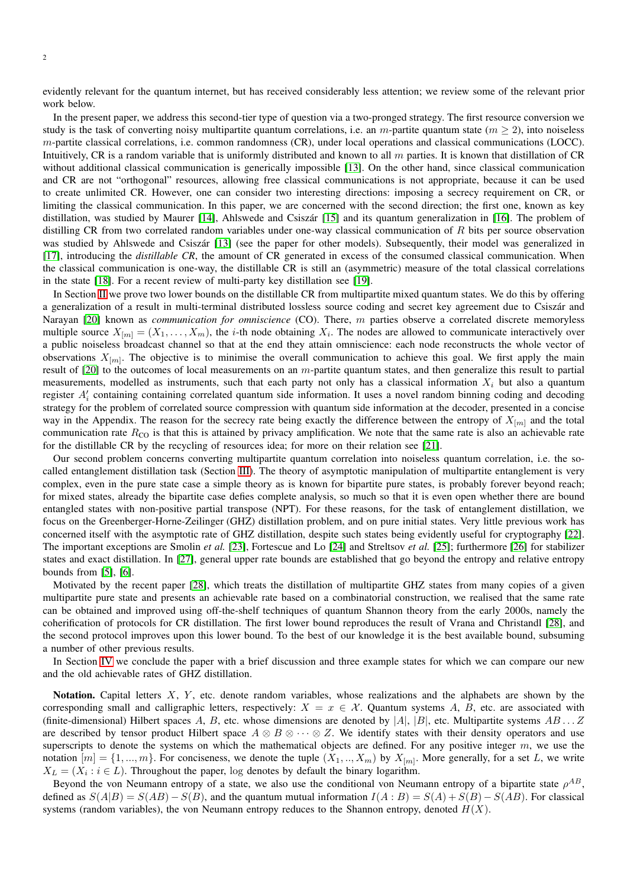evidently relevant for the quantum internet, but has received considerably less attention; we review some of the relevant prior work below.

In the present paper, we address this second-tier type of question via a two-pronged strategy. The first resource conversion we study is the task of converting noisy multipartite quantum correlations, i.e. an $m$-partite quantum state ($m \geq 2$), into noiseless $m$-partite classical correlations, i.e. common randomness (CR), under local operations and classical communications (LOCC). Intuitively, CR is a random variable that is uniformly distributed and known to all $m$ parties. It is known that distillation of CR without additional classical communication is generically impossible [13]. On the other hand, since classical communication and CR are not "orthogonal" resources, allowing free classical communications is not appropriate, because it can be used to create unlimited CR. However, one can consider two interesting directions: imposing a secrecy requirement on CR, or limiting the classical communication. In this paper, we are concerned with the second direction; the first one, known as key distillation, was studied by Maurer [14], Ahlswede and Csiszár [15] and its quantum generalization in [16]. The problem of distilling CR from two correlated random variables under one-way classical communication of $R$ bits per source observation was studied by Ahlswede and Csiszár [13] (see the paper for other models). Subsequently, their model was generalized in [17], introducing the *distillable CR*, the amount of CR generated in excess of the consumed classical communication. When the classical communication is one-way, the distillable CR is still an (asymmetric) measure of the total classical correlations in the state [18]. For a recent review of multi-party key distillation see [19].

In Section II we prove two lower bounds on the distillable CR from multipartite mixed quantum states. We do this by offering a generalization of a result in multi-terminal distributed lossless source coding and secret key agreement due to Csiszár and Narayan [20] known as *communication for omniscience* (CO). There, $m$ parties observe a correlated discrete memoryless multiple source $X_{[m]} = (X_1, \ldots, X_m)$, the $i$-th node obtaining $X_i$. The nodes are allowed to communicate interactively over a public noiseless broadcast channel so that at the end they attain omniscience: each node reconstructs the whole vector of observations $X_{[m]}$. The objective is to minimise the overall communication to achieve this goal. We first apply the main result of [20] to the outcomes of local measurements on an $m$-partite quantum states, and then generalize this result to partial measurements, modelled as instruments, such that each party not only has a classical information $X_i$ but also a quantum register $A'_i$ containing containing correlated quantum side information. It uses a novel random binning coding and decoding strategy for the problem of correlated source compression with quantum side information at the decoder, presented in a concise way in the Appendix. The reason for the secrecy rate being exactly the difference between the entropy of $X_{[m]}$ and the total communication rate $R_{\text{CO}}$ is that this is attained by privacy amplification. We note that the same rate is also an achievable rate for the distillable CR by the recycling of resources idea; for more on their relation see [21].

Our second problem concerns converting multipartite quantum correlation into noiseless quantum correlation, i.e. the so-called entanglement distillation task (Section III). The theory of asymptotic manipulation of multipartite entanglement is very complex, even in the pure state case a simple theory as is known for bipartite pure states, is probably forever beyond reach; for mixed states, already the bipartite case defies complete analysis, so much so that it is even open whether there are bound entangled states with non-positive partial transpose (NPT). For these reasons, for the task of entanglement distillation, we focus on the Greenberger-Horne-Zeilinger (GHZ) distillation problem, and on pure initial states. Very little previous work has concerned itself with the asymptotic rate of GHZ distillation, despite such states being evidently useful for cryptography [22]. The important exceptions are Smolin *et al.* [23], Fortescue and Lo [24] and Streltsov *et al.* [25]; furthermore [26] for stabilizer states and exact distillation. In [27], general upper rate bounds are established that go beyond the entropy and relative entropy bounds from [5], [6].

Motivated by the recent paper [28], which treats the distillation of multipartite GHZ states from many copies of a given multipartite pure state and presents an achievable rate based on a combinatorial construction, we realised that the same rate can be obtained and improved using off-the-shelf techniques of quantum Shannon theory from the early 2000s, namely the coherification of protocols for CR distillation. The first lower bound reproduces the result of Vrana and Christandl [28], and the second protocol improves upon this lower bound. To the best of our knowledge it is the best available bound, subsuming a number of other previous results.

In Section IV we conclude the paper with a brief discussion and three example states for which we can compare our new and the old achievable rates of GHZ distillation.

**Notation.** Capital letters $X$, $Y$, etc. denote random variables, whose realizations and the alphabets are shown by the corresponding small and calligraphic letters, respectively: $X = x \in \mathcal{X}$. Quantum systems $A$, $B$, etc. are associated with (finite-dimensional) Hilbert spaces $A$, $B$, etc. whose dimensions are denoted by $|A|$, $|B|$, etc. Multipartite systems $AB \ldots Z$ are described by tensor product Hilbert space $A \otimes B \otimes \cdots \otimes Z$. We identify states with their density operators and use superscripts to denote the systems on which the mathematical objects are defined. For any positive integer $m$, we use the notation $[m] = \{1, ..., m\}$. For conciseness, we denote the tuple $(X_1, .., X_m)$ by $X_{[m]}$. More generally, for a set $L$, we write $X_L = (X_i : i \in L)$. Throughout the paper, log denotes by default the binary logarithm.

Beyond the von Neumann entropy of a state, we also use the conditional von Neumann entropy of a bipartite state $\rho^{AB}$, defined as $S(A|B) = S(AB) - S(B)$, and the quantum mutual information $I(A : B) = S(A) + S(B) - S(AB)$. For classical systems (random variables), the von Neumann entropy reduces to the Shannon entropy, denoted $H(X)$.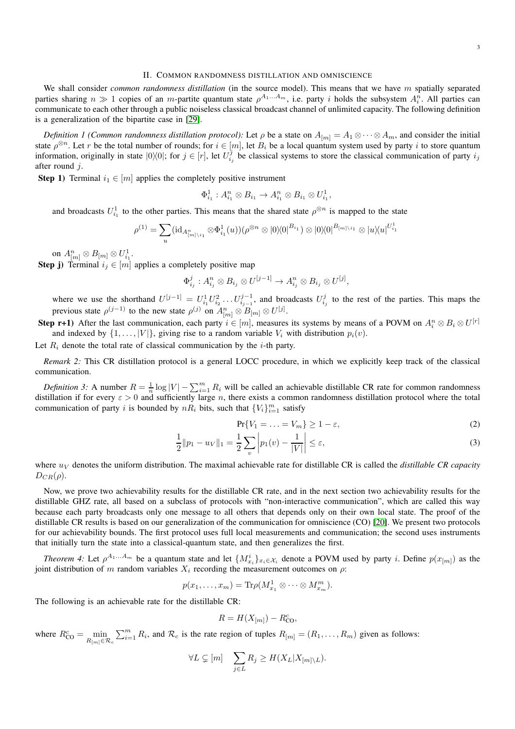## II. Common randomness distillation and omniscience

We shall consider *common randomness distillation* (in the source model). This means that we have $m$ spatially separated parties sharing $n \gg 1$ copies of an $m$-partite quantum state $\rho^{A_1 \ldots A_m}$, i.e. party $i$ holds the subsystem $A_i^n$. All parties can communicate to each other through a public noiseless classical broadcast channel of unlimited capacity. The following definition is a generalization of the bipartite case in [29].

*Definition 1 (Common randomness distillation protocol):* Let $\rho$ be a state on $A_{[m]} = A_1 \otimes \cdots \otimes A_m$, and consider the initial state $\rho^{\otimes n}$. Let $r$ be the total number of rounds; for $i \in [m]$, let $B_i$ be a local quantum system used by party $i$ to store quantum information, originally in state $|0\rangle\!\langle 0|$; for $j \in [r]$, let $U_{i_j}^j$ be classical systems to store the classical communication of party $i_j$ after round $j$.

**Step 1)** Terminal $i_1 \in [m]$ applies the completely positive instrument

$$\Phi_{i_1}^1 : A_{i_1}^n \otimes B_{i_1} \to A_{i_1}^n \otimes B_{i_1} \otimes U_{i_1}^1,$$

and broadcasts $U_{i_1}^1$ to the other parties. This means that the shared state $\rho^{\otimes n}$ is mapped to the state

$$\rho^{(1)} = \sum_u (\mathrm{id}_{A^n_{[m]\setminus i_1}} \otimes \Phi_{i_1}^1(u))(\rho^{\otimes n} \otimes |0\rangle\!\langle 0|^{B_{i_1}}) \otimes |0\rangle\!\langle 0|^{B_{[m]\setminus i_1}} \otimes |u\rangle\!\langle u|^{U_{i_1}^1}$$

on $A_{[m]}^n \otimes B_{[m]} \otimes U_{i_1}^1$.

**Step j)** Terminal $i_j \in [m]$ applies a completely positive map

$$\Phi_{i_j}^j : A_{i_j}^n \otimes B_{i_j} \otimes U^{[j-1]} \to A_{i_j}^n \otimes B_{i_j} \otimes U^{[j]},$$

where we use the shorthand $U^{[j-1]} = U_{i_1}^1 U_{i_2}^2 \ldots U_{i_{j-1}}^{j-1}$, and broadcasts $U_{i_j}^j$ to the rest of the parties. This maps the previous state $\rho^{(j-1)}$ to the new state $\rho^{(j)}$ on $A_{[m]}^n \otimes B_{[m]} \otimes U^{[j]}$.

**Step r+1)** After the last communication, each party $i \in [m]$, measures its systems by means of a POVM on $A_i^n \otimes B_i \otimes U^{[r]}$ and indexed by $\{1, \ldots, |V|\}$, giving rise to a random variable $V_i$ with distribution $p_i(v)$.

Let $R_i$ denote the total rate of classical communication by the $i$-th party.

*Remark 2:* This CR distillation protocol is a general LOCC procedure, in which we explicitly keep track of the classical communication.

*Definition 3:* A number $R = \frac{1}{n} \log |V| - \sum_{i=1}^m R_i$ will be called an achievable distillable CR rate for common randomness distillation if for every $\varepsilon > 0$ and sufficiently large $n$, there exists a common randomness distillation protocol where the total communication of party $i$ is bounded by $nR_i$ bits, such that $\{V_i\}_{i=1}^m$ satisfy

$$\Pr\{V_1 = \ldots = V_m\} \geq 1 - \varepsilon, \tag{2}$$

$$\frac{1}{2}\|p_1 - u_V\|_1 = \frac{1}{2}\sum_v \left| p_1(v) - \frac{1}{|V|} \right| \leq \varepsilon, \tag{3}$$

where $u_V$ denotes the uniform distribution. The maximal achievable rate for distillable CR is called the *distillable CR capacity* $D_{CR}(\rho)$.

Now, we prove two achievability results for the distillable CR rate, and in the next section two achievability results for the distillable GHZ rate, all based on a subclass of protocols with "non-interactive communication", which are called this way because each party broadcasts only one message to all others that depends only on their own local state. The proof of the distillable CR results is based on our generalization of the communication for omniscience (CO) [20]. We present two protocols for our achievability bounds. The first protocol uses full local measurements and communication; the second uses instruments that initially turn the state into a classical-quantum state, and then generalizes the first.

*Theorem 4:* Let $\rho^{A_1 \ldots A_m}$ be a quantum state and let $\{M_{x_i}^i\}_{x_i \in \mathcal{X}_i}$ denote a POVM used by party $i$. Define $p(x_{[m]})$ as the joint distribution of $m$ random variables $X_i$ recording the measurement outcomes on $\rho$:

$$p(x_1, \ldots, x_m) = \mathrm{Tr} \rho (M_{x_1}^1 \otimes \cdots \otimes M_{x_m}^m).$$

The following is an achievable rate for the distillable CR:

$$R = H(X_{[m]}) - R_{\mathrm{CO}}^c,$$

where $R_{\mathrm{CO}}^c = \min\limits_{R_{[m]} \in \mathcal{R}_c} \sum_{i=1}^m R_i$, and $\mathcal{R}_c$ is the rate region of tuples $R_{[m]} = (R_1, \ldots, R_m)$ given as follows:

$$\forall L \subsetneq [m] \quad \sum_{j \in L} R_j \geq H(X_L | X_{[m]\setminus L}).$$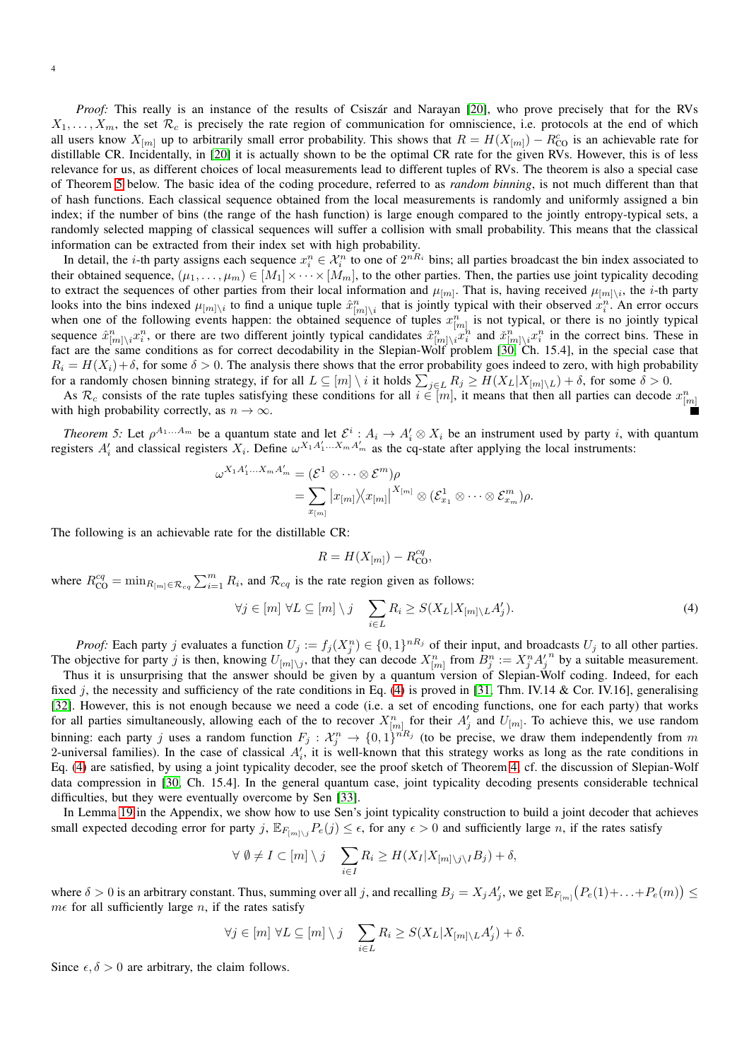*Proof:* This really is an instance of the results of Csiszár and Narayan [20], who prove precisely that for the RVs $X_1, \ldots, X_m$, the set $\mathcal{R}_c$ is precisely the rate region of communication for omniscience, i.e. protocols at the end of which all users know $X_{[m]}$ up to arbitrarily small error probability. This shows that $R = H(X_{[m]}) - R_{\text{CO}}^c$ is an achievable rate for distillable CR. Incidentally, in [20] it is actually shown to be the optimal CR rate for the given RVs. However, this is of less relevance for us, as different choices of local measurements lead to different tuples of RVs. The theorem is also a special case of Theorem 5 below. The basic idea of the coding procedure, referred to as *random binning*, is not much different than that of hash functions. Each classical sequence obtained from the local measurements is randomly and uniformly assigned a bin index; if the number of bins (the range of the hash function) is large enough compared to the jointly entropy-typical sets, a randomly selected mapping of classical sequences will suffer a collision with small probability. This means that the classical information can be extracted from their index set with high probability.

In detail, the $i$-th party assigns each sequence $x_i^n \in \mathcal{X}_i^n$ to one of $2^{nR_i}$ bins; all parties broadcast the bin index associated to their obtained sequence, $(\mu_1, \ldots, \mu_m) \in [M_1] \times \cdots \times [M_m]$, to the other parties. Then, the parties use joint typicality decoding to extract the sequences of other parties from their local information and $\mu_{[m]}$. That is, having received $\mu_{[m]\setminus i}$, the $i$-th party looks into the bins indexed $\mu_{[m]\setminus i}$ to find a unique tuple $\hat{x}^n_{[m]\setminus i}$ that is jointly typical with their observed $x_i^n$. An error occurs when one of the following events happen: the obtained sequence of tuples $x^n_{[m]}$ is not typical, or there is no jointly typical sequence $\hat{x}^n_{[m]\setminus i} x_i^n$, or there are two different jointly typical candidates $\hat{x}^n_{[m]\setminus i} x_i^n$ and $\tilde{x}^n_{[m]\setminus i} x_i^n$ in the correct bins. These in fact are the same conditions as for correct decodability in the Slepian-Wolf problem [30, Ch. 15.4], in the special case that $R_i = H(X_i) + \delta$, for some $\delta > 0$. The analysis there shows that the error probability goes indeed to zero, with high probability for a randomly chosen binning strategy, if for all $L \subseteq [m] \setminus i$ it holds $\sum_{j \in L} R_j \geq H(X_L | X_{[m]\setminus L}) + \delta$, for some $\delta > 0$.

As $\mathcal{R}_c$ consists of the rate tuples satisfying these conditions for all $i \in [m]$, it means that then all parties can decode $x^n_{[m]}$ with high probability correctly, as $n \to \infty$. ■

*Theorem 5:* Let $\rho^{A_1 \ldots A_m}$ be a quantum state and let $\mathcal{E}^i : A_i \to A_i' \otimes X_i$ be an instrument used by party $i$, with quantum registers $A_i'$ and classical registers $X_i$. Define $\omega^{X_1 A_1' \ldots X_m A_m'}$ as the cq-state after applying the local instruments:

$$
\begin{aligned}
\omega^{X_1 A_1' \ldots X_m A_m'} &= (\mathcal{E}^1 \otimes \cdots \otimes \mathcal{E}^m)\rho \\
&= \sum_{x_{[m]}} |x_{[m]}\rangle\langle x_{[m]}|^{X_{[m]}} \otimes (\mathcal{E}^1_{x_1} \otimes \cdots \otimes \mathcal{E}^m_{x_m})\rho.
\end{aligned}
$$

The following is an achievable rate for the distillable CR:

$$
R = H(X_{[m]}) - R_{\text{CO}}^{cq},
$$

where $R_{\text{CO}}^{cq} = \min_{R_{[m]} \in \mathcal{R}_{cq}} \sum_{i=1}^m R_i$, and $\mathcal{R}_{cq}$ is the rate region given as follows:

$$
\forall j \in [m] \ \forall L \subseteq [m] \setminus j \quad \sum_{i \in L} R_i \geq S(X_L | X_{[m]\setminus L} A_j'). \tag{4}
$$

*Proof:* Each party $j$ evaluates a function $U_j := f_j(X_j^n) \in \{0,1\}^{nR_j}$ of their input, and broadcasts $U_j$ to all other parties. The objective for party $j$ is then, knowing $U_{[m]\setminus j}$, that they can decode $X^n_{[m]}$ from $B_j^n := X_j^n {A_j'}^n$ by a suitable measurement.

Thus it is unsurprising that the answer should be given by a quantum version of Slepian-Wolf coding. Indeed, for each fixed $j$, the necessity and sufficiency of the rate conditions in Eq. (4) is proved in [31, Thm. IV.14 & Cor. IV.16], generalising [32]. However, this is not enough because we need a code (i.e. a set of encoding functions, one for each party) that works for all parties simultaneously, allowing each of the to recover $X^n_{[m]}$ for their $A_j'$ and $U_{[m]}$. To achieve this, we use random binning: each party $j$ uses a random function $F_j : \mathcal{X}_j^n \to \{0,1\}^{nR_j}$ (to be precise, we draw them independently from $m$ 2-universal families). In the case of classical $A_i'$, it is well-known that this strategy works as long as the rate conditions in Eq. (4) are satisfied, by using a joint typicality decoder, see the proof sketch of Theorem 4, cf. the discussion of Slepian-Wolf data compression in [30, Ch. 15.4]. In the general quantum case, joint typicality decoding presents considerable technical difficulties, but they were eventually overcome by Sen [33].

In Lemma 19 in the Appendix, we show how to use Sen's joint typicality construction to build a joint decoder that achieves small expected decoding error for party $j$, $\mathbb{E}_{F_{[m]\setminus j}} P_e(j) \leq \epsilon$, for any $\epsilon > 0$ and sufficiently large $n$, if the rates satisfy

$$
\forall \, \emptyset \neq I \subset [m] \setminus j \quad \sum_{i \in I} R_i \geq H(X_I | X_{[m]\setminus j \setminus I} B_j) + \delta,
$$

where $\delta > 0$ is an arbitrary constant. Thus, summing over all $j$, and recalling $B_j = X_j A_j'$, we get $\mathbb{E}_{F_{[m]}}\big(P_e(1) + \ldots + P_e(m)\big) \leq m\epsilon$ for all sufficiently large $n$, if the rates satisfy

$$
\forall j \in [m] \ \forall L \subseteq [m] \setminus j \quad \sum_{i \in L} R_i \geq S(X_L | X_{[m]\setminus L} A_j') + \delta.
$$

Since $\epsilon, \delta > 0$ are arbitrary, the claim follows.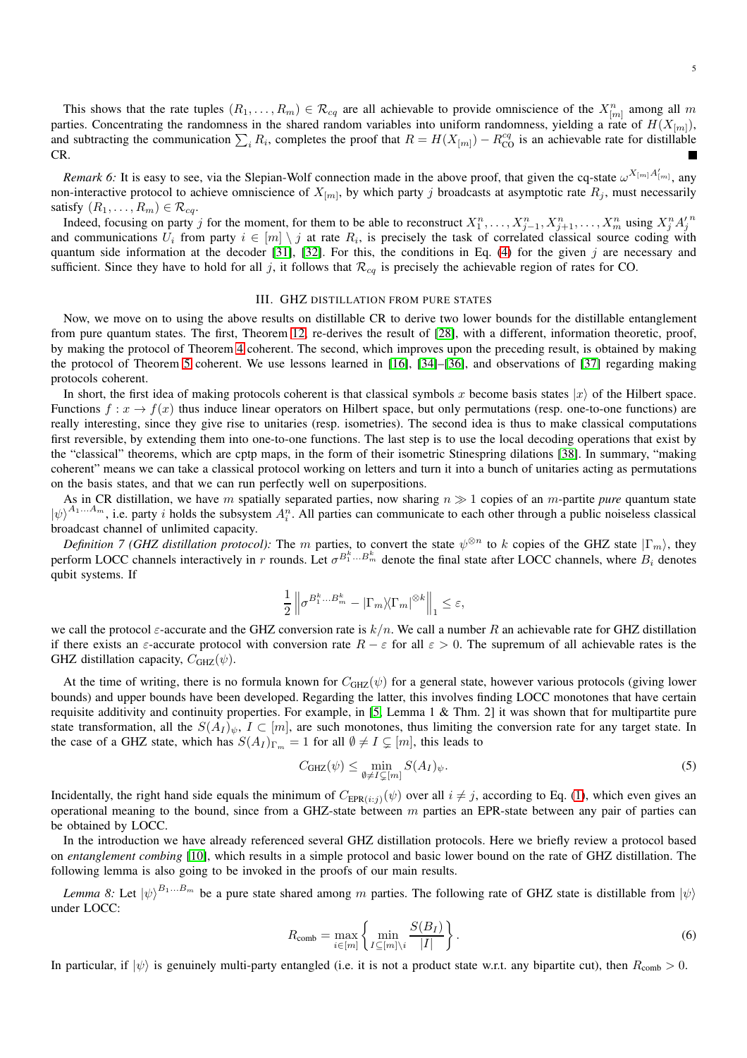This shows that the rate tuples $(R_1,\dots,R_m)\in\mathcal{R}_{cq}$ are all achievable to provide omniscience of the $X^n_{[m]}$ among all $m$ parties. Concentrating the randomness in the shared random variables into uniform randomness, yielding a rate of $H(X_{[m]})$, and subtracting the communication $\sum_i R_i$, completes the proof that $R = H(X_{[m]}) - R^{cq}_{\text{CO}}$ is an achievable rate for distillable CR. ∎

*Remark 6:* It is easy to see, via the Slepian-Wolf connection made in the above proof, that given the cq-state $\omega^{X_{[m]}A'_{[m]}}$, any non-interactive protocol to achieve omniscience of $X_{[m]}$, by which party $j$ broadcasts at asymptotic rate $R_j$, must necessarily satisfy $(R_1,\dots,R_m)\in\mathcal{R}_{cq}$.

Indeed, focusing on party $j$ for the moment, for them to be able to reconstruct $X^n_1,\dots,X^n_{j-1},X^n_{j+1},\dots,X^n_m$ using $X^n_j {A'_j}^n$ and communications $U_i$ from party $i\in[m]\setminus j$ at rate $R_i$, is precisely the task of correlated classical source coding with quantum side information at the decoder [31], [32]. For this, the conditions in Eq. (4) for the given $j$ are necessary and sufficient. Since they have to hold for all $j$, it follows that $\mathcal{R}_{cq}$ is precisely the achievable region of rates for CO.

## III. GHZ DISTILLATION FROM PURE STATES

Now, we move on to using the above results on distillable CR to derive two lower bounds for the distillable entanglement from pure quantum states. The first, Theorem 12, re-derives the result of [28], with a different, information theoretic, proof, by making the protocol of Theorem 4 coherent. The second, which improves upon the preceding result, is obtained by making the protocol of Theorem 5 coherent. We use lessons learned in [16], [34]–[36], and observations of [37] regarding making protocols coherent.

In short, the first idea of making protocols coherent is that classical symbols $x$ become basis states $|x\rangle$ of the Hilbert space. Functions $f: x\to f(x)$ thus induce linear operators on Hilbert space, but only permutations (resp. one-to-one functions) are really interesting, since they give rise to unitaries (resp. isometries). The second idea is thus to make classical computations first reversible, by extending them into one-to-one functions. The last step is to use the local decoding operations that exist by the "classical" theorems, which are cptp maps, in the form of their isometric Stinespring dilations [38]. In summary, "making coherent" means we can take a classical protocol working on letters and turn it into a bunch of unitaries acting as permutations on the basis states, and that we can run perfectly well on superpositions.

As in CR distillation, we have $m$ spatially separated parties, now sharing $n\gg 1$ copies of an $m$-partite *pure* quantum state $|\psi\rangle^{A_1\dots A_m}$, i.e. party $i$ holds the subsystem $A_i^n$. All parties can communicate to each other through a public noiseless classical broadcast channel of unlimited capacity.

*Definition 7 (GHZ distillation protocol):* The $m$ parties, to convert the state $\psi^{\otimes n}$ to $k$ copies of the GHZ state $|\Gamma_m\rangle$, they perform LOCC channels interactively in $r$ rounds. Let $\sigma^{B_1^k\dots B_m^k}$ denote the final state after LOCC channels, where $B_i$ denotes qubit systems. If

$$\frac{1}{2}\left\|\sigma^{B_1^k\dots B_m^k} - |\Gamma_m\rangle\!\langle\Gamma_m|^{\otimes k}\right\|_1 \le \varepsilon,$$

we call the protocol $\varepsilon$-accurate and the GHZ conversion rate is $k/n$. We call a number $R$ an achievable rate for GHZ distillation if there exists an $\varepsilon$-accurate protocol with conversion rate $R-\varepsilon$ for all $\varepsilon>0$. The supremum of all achievable rates is the GHZ distillation capacity, $C_{\text{GHZ}}(\psi)$.

At the time of writing, there is no formula known for $C_{\text{GHZ}}(\psi)$ for a general state, however various protocols (giving lower bounds) and upper bounds have been developed. Regarding the latter, this involves finding LOCC monotones that have certain requisite additivity and continuity properties. For example, in [5, Lemma 1 & Thm. 2] it was shown that for multipartite pure state transformation, all the $S(A_I)_\psi$, $I\subset[m]$, are such monotones, thus limiting the conversion rate for any target state. In the case of a GHZ state, which has $S(A_I)_{\Gamma_m}=1$ for all $\emptyset\neq I\subsetneq[m]$, this leads to

$$C_{\text{GHZ}}(\psi)\le \min_{\emptyset\neq I\subsetneq[m]} S(A_I)_\psi. \tag{5}$$

Incidentally, the right hand side equals the minimum of $C_{\text{EPR}(i:j)}(\psi)$ over all $i\neq j$, according to Eq. (1), which even gives an operational meaning to the bound, since from a GHZ-state between $m$ parties an EPR-state between any pair of parties can be obtained by LOCC.

In the introduction we have already referenced several GHZ distillation protocols. Here we briefly review a protocol based on *entanglement combing* [10], which results in a simple protocol and basic lower bound on the rate of GHZ distillation. The following lemma is also going to be invoked in the proofs of our main results.

*Lemma 8:* Let $|\psi\rangle^{B_1\dots B_m}$ be a pure state shared among $m$ parties. The following rate of GHZ state is distillable from $|\psi\rangle$ under LOCC:

$$R_{\text{comb}} = \max_{i\in[m]}\left\{\min_{I\subseteq[m]\setminus i}\frac{S(B_I)}{|I|}\right\}. \tag{6}$$

In particular, if $|\psi\rangle$ is genuinely multi-party entangled (i.e. it is not a product state w.r.t. any bipartite cut), then $R_{\text{comb}}>0$.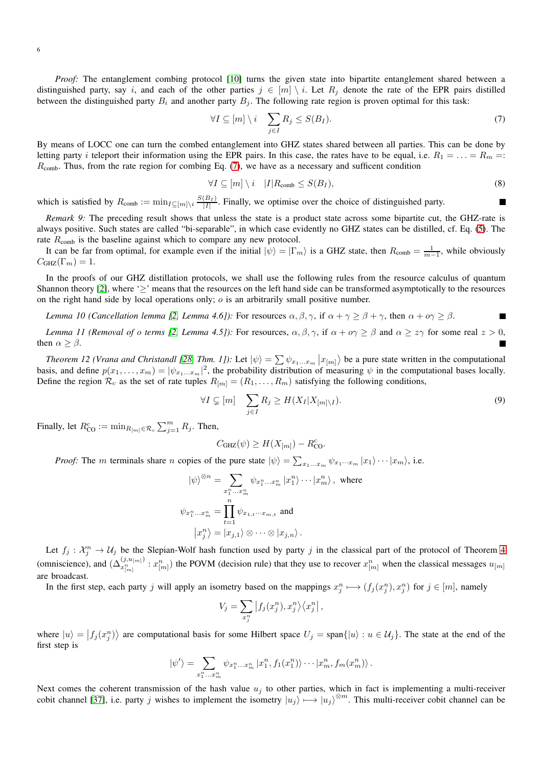*Proof:* The entanglement combing protocol [10] turns the given state into bipartite entanglement shared between a distinguished party, say $i$, and each of the other parties $j \in [m] \setminus i$. Let $R_j$ denote the rate of the EPR pairs distilled between the distinguished party $B_i$ and another party $B_j$. The following rate region is proven optimal for this task:

$$\forall I \subseteq [m] \setminus i \quad \sum_{j \in I} R_j \leq S(B_I). \tag{7}$$

By means of LOCC one can turn the combed entanglement into GHZ states shared between all parties. This can be done by letting party $i$ teleport their information using the EPR pairs. In this case, the rates have to be equal, i.e. $R_1 = \ldots = R_m =: R_{\text{comb}}$. Thus, from the rate region for combing Eq. (7), we have as a necessary and sufficent condition

$$\forall I \subseteq [m] \setminus i \quad |I| R_{\text{comb}} \leq S(B_I), \tag{8}$$

which is satisfied by $R_{\text{comb}} := \min_{I \subseteq [m] \setminus i} \frac{S(B_I)}{|I|}$. Finally, we optimise over the choice of distinguished party. ■

*Remark 9:* The preceding result shows that unless the state is a product state across some bipartite cut, the GHZ-rate is always positive. Such states are called "bi-separable", in which case evidently no GHZ states can be distilled, cf. Eq. (5). The rate $R_{\text{comb}}$ is the baseline against which to compare any new protocol.

It can be far from optimal, for example even if the initial $|\psi\rangle = |\Gamma_m\rangle$ is a GHZ state, then $R_{\text{comb}} = \frac{1}{m-1}$, while obviously $C_{\text{GHZ}}(\Gamma_m) = 1$.

In the proofs of our GHZ distillation protocols, we shall use the following rules from the resource calculus of quantum Shannon theory [2], where '$\geq$' means that the resources on the left hand side can be transformed asymptotically to the resources on the right hand side by local operations only; $o$ is an arbitrarily small positive number.

*Lemma 10 (Cancellation lemma [2, Lemma 4.6]):* For resources $\alpha, \beta, \gamma$, if $\alpha + \gamma \geq \beta + \gamma$, then $\alpha + o\gamma \geq \beta$. ■

*Lemma 11 (Removal of $o$ terms [2, Lemma 4.5]):* For resources, $\alpha, \beta, \gamma$, if $\alpha + o\gamma \geq \beta$ and $\alpha \geq z\gamma$ for some real $z > 0$, then $\alpha \geq \beta$. ■

*Theorem 12 (Vrana and Christandl [28, Thm. 1]):* Let $|\psi\rangle = \sum \psi_{x_1 \ldots x_m} |x_{[m]}\rangle$ be a pure state written in the computational basis, and define $p(x_1, \ldots, x_m) = |\psi_{x_1 \ldots x_m}|^2$, the probability distribution of measuring $\psi$ in the computational bases locally. Define the region $\mathcal{R}_c$ as the set of rate tuples $R_{[m]} = (R_1, \ldots, R_m)$ satisfying the following conditions,

$$\forall I \subsetneq [m] \quad \sum_{j \in I} R_j \geq H(X_I | X_{[m] \setminus I}). \tag{9}$$

Finally, let $R_{\text{CO}}^c := \min_{R_{[m]} \in \mathcal{R}_c} \sum_{j=1}^m R_j$. Then,

$$C_{\text{GHZ}}(\psi) \geq H(X_{[m]}) - R_{\text{CO}}^c.$$

*Proof:* The $m$ terminals share $n$ copies of the pure state $|\psi\rangle = \sum_{x_1 \ldots x_m} \psi_{x_1 \cdots x_m} |x_1\rangle \cdots |x_m\rangle$, i.e.

$$|\psi\rangle^{\otimes n} = \sum_{x_1^n \ldots x_m^n} \psi_{x_1^n \ldots x_m^n} |x_1^n\rangle \cdots |x_m^n\rangle, \text{ where}$$

$$\psi_{x_1^n \ldots x_m^n} = \prod_{t=1}^n \psi_{x_{1,t} \cdots x_{m,t}} \text{ and}$$

$$|x_j^n\rangle = |x_{j,1}\rangle \otimes \cdots \otimes |x_{j,n}\rangle.$$

Let $f_j : \mathcal{X}_j^n \to \mathcal{U}_j$ be the Slepian-Wolf hash function used by party $j$ in the classical part of the protocol of Theorem 4 (omniscience), and $(\Delta_{x_{[m]}^n}^{(j, u_{[m]})} : x_{[m]}^n)$ the POVM (decision rule) that they use to recover $x_{[m]}^n$ when the classical messages $u_{[m]}$ are broadcast.

In the first step, each party $j$ will apply an isometry based on the mappings $x_j^n \longmapsto (f_j(x_j^n), x_j^n)$ for $j \in [m]$, namely

$$V_j = \sum_{x_j^n} |f_j(x_j^n), x_j^n\rangle\langle x_j^n|,$$

where $|u\rangle = |f_j(x_j^n)\rangle$ are computational basis for some Hilbert space $U_j = \text{span}\{|u\rangle : u \in \mathcal{U}_j\}$. The state at the end of the first step is

$$|\psi'\rangle = \sum_{x_1^n \ldots x_m^n} \psi_{x_1^n \ldots x_m^n} |x_1^n, f_1(x_1^n)\rangle \cdots |x_m^n, f_m(x_m^n)\rangle.$$

Next comes the coherent transmission of the hash value $u_j$ to other parties, which in fact is implementing a multi-receiver cobit channel [37], i.e. party $j$ wishes to implement the isometry $|u_j\rangle \longmapsto |u_j\rangle^{\otimes m}$. This multi-receiver cobit channel can be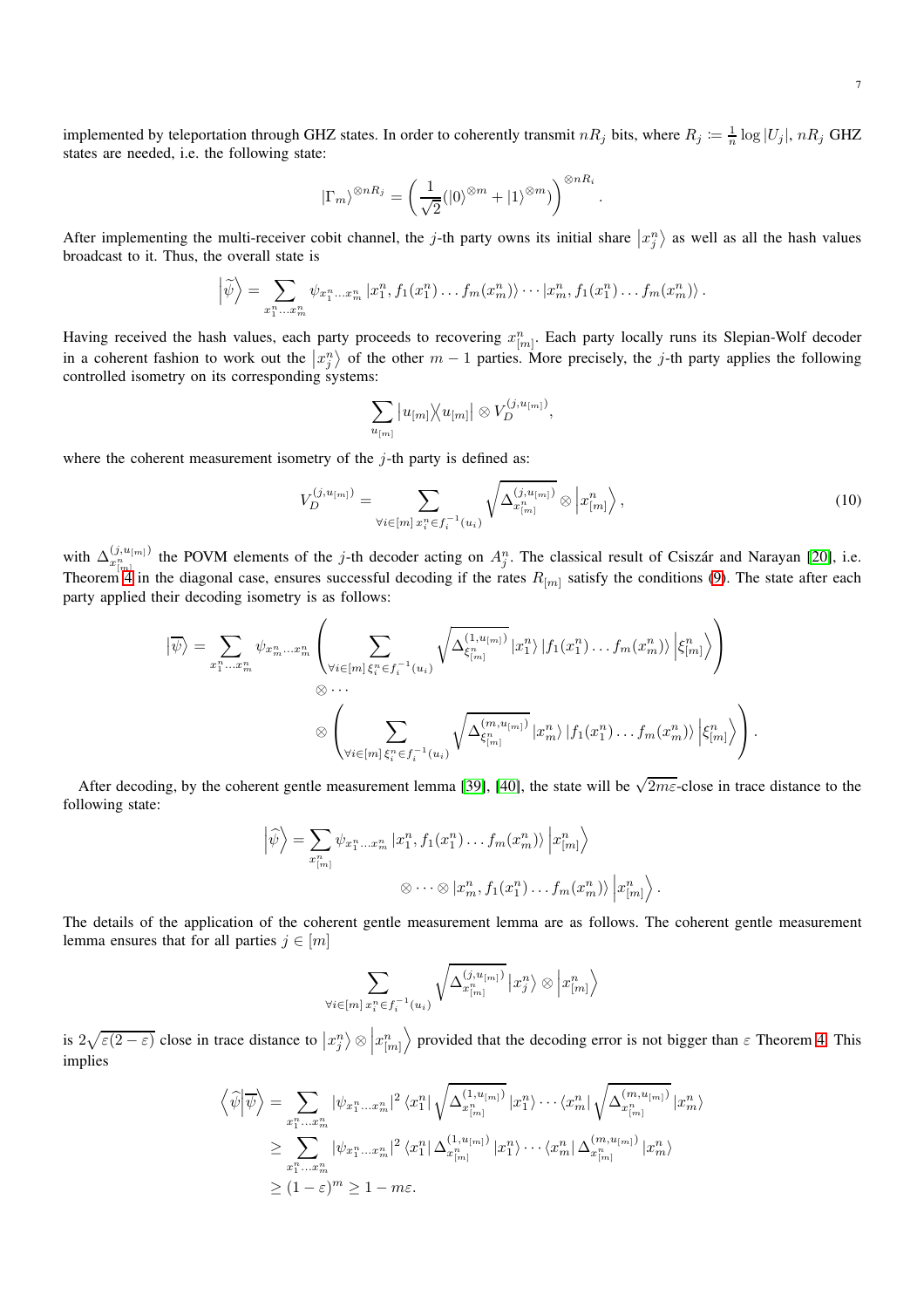implemented by teleportation through GHZ states. In order to coherently transmit $nR_j$ bits, where $R_j := \frac{1}{n}\log|U_j|$, $nR_j$ GHZ states are needed, i.e. the following state:

$$
|\Gamma_m\rangle^{\otimes nR_j} = \left(\frac{1}{\sqrt{2}}(|0\rangle^{\otimes m} + |1\rangle^{\otimes m})\right)^{\otimes nR_i}.
$$

After implementing the multi-receiver cobit channel, the $j$-th party owns its initial share $\left|x_j^n\right\rangle$ as well as all the hash values broadcast to it. Thus, the overall state is

$$
\left|\widetilde{\psi}\right\rangle = \sum_{x_1^n \ldots x_m^n} \psi_{x_1^n \ldots x_m^n} \left|x_1^n, f_1(x_1^n)\ldots f_m(x_m^n)\right\rangle \cdots \left|x_m^n, f_1(x_1^n)\ldots f_m(x_m^n)\right\rangle.
$$

Having received the hash values, each party proceeds to recovering $x_{[m]}^n$. Each party locally runs its Slepian-Wolf decoder in a coherent fashion to work out the $\left|x_j^n\right\rangle$ of the other $m-1$ parties. More precisely, the $j$-th party applies the following controlled isometry on its corresponding systems:

$$
\sum_{u_{[m]}} |u_{[m]}\rangle\langle u_{[m]}| \otimes V_D^{(j,u_{[m]})},
$$

where the coherent measurement isometry of the $j$-th party is defined as:

$$
V_D^{(j,u_{[m]})} = \sum_{\forall i \in [m]\, x_i^n \in f_i^{-1}(u_i)} \sqrt{\Delta_{x_{[m]}^n}^{(j,u_{[m]})}} \otimes \left|x_{[m]}^n\right\rangle, \tag{10}
$$

with $\Delta_{x_{[m]}^n}^{(j,u_{[m]})}$ the POVM elements of the $j$-th decoder acting on $A_j^n$. The classical result of Csiszár and Narayan [20], i.e. Theorem 4 in the diagonal case, ensures successful decoding if the rates $R_{[m]}$ satisfy the conditions (9). The state after each party applied their decoding isometry is as follows:

$$
\begin{aligned}
|\overline{\psi}\rangle = \sum_{x_1^n \ldots x_m^n} \psi_{x_m^n \ldots x_m^n} &\left(\sum_{\forall i \in [m]\, \xi_i^n \in f_i^{-1}(u_i)} \sqrt{\Delta_{\xi_{[m]}^n}^{(1,u_{[m]})}} \left|x_1^n\right\rangle \left|f_1(x_1^n)\ldots f_m(x_m^n)\right\rangle \left|\xi_{[m]}^n\right\rangle\right) \\
&\otimes \cdots \\
&\otimes \left(\sum_{\forall i \in [m]\, \xi_i^n \in f_i^{-1}(u_i)} \sqrt{\Delta_{\xi_{[m]}^n}^{(m,u_{[m]})}} \left|x_m^n\right\rangle \left|f_1(x_1^n)\ldots f_m(x_m^n)\right\rangle \left|\xi_{[m]}^n\right\rangle\right).
\end{aligned}
$$

After decoding, by the coherent gentle measurement lemma [39], [40], the state will be $\sqrt{2m\varepsilon}$-close in trace distance to the following state:

$$
\begin{aligned}
\left|\widehat{\psi}\right\rangle = \sum_{x_{[m]}^n} \psi_{x_1^n \ldots x_m^n} &\left|x_1^n, f_1(x_1^n)\ldots f_m(x_m^n)\right\rangle \left|x_{[m]}^n\right\rangle \\
&\otimes \cdots \otimes \left|x_m^n, f_1(x_1^n)\ldots f_m(x_m^n)\right\rangle \left|x_{[m]}^n\right\rangle.
\end{aligned}
$$

The details of the application of the coherent gentle measurement lemma are as follows. The coherent gentle measurement lemma ensures that for all parties $j \in [m]$

$$
\sum_{\forall i \in [m]\, x_i^n \in f_i^{-1}(u_i)} \sqrt{\Delta_{x_{[m]}^n}^{(j,u_{[m]})}} \left|x_j^n\right\rangle \otimes \left|x_{[m]}^n\right\rangle
$$

is $2\sqrt{\varepsilon(2-\varepsilon)}$ close in trace distance to $\left|x_j^n\right\rangle \otimes \left|x_{[m]}^n\right\rangle$ provided that the decoding error is not bigger than $\varepsilon$ Theorem 4. This implies

$$
\begin{aligned}
\left\langle \widehat{\psi} \middle| \overline{\psi} \right\rangle &= \sum_{x_1^n \ldots x_m^n} |\psi_{x_1^n \ldots x_m^n}|^2 \left\langle x_1^n \right| \sqrt{\Delta_{x_{[m]}^n}^{(1,u_{[m]})}} \left|x_1^n\right\rangle \cdots \left\langle x_m^n \right| \sqrt{\Delta_{x_{[m]}^n}^{(m,u_{[m]})}} \left|x_m^n\right\rangle \\
&\geq \sum_{x_1^n \ldots x_m^n} |\psi_{x_1^n \ldots x_m^n}|^2 \left\langle x_1^n \right| \Delta_{x_{[m]}^n}^{(1,u_{[m]})} \left|x_1^n\right\rangle \cdots \left\langle x_m^n \right| \Delta_{x_{[m]}^n}^{(m,u_{[m]})} \left|x_m^n\right\rangle \\
&\geq (1-\varepsilon)^m \geq 1 - m\varepsilon.
\end{aligned}
$$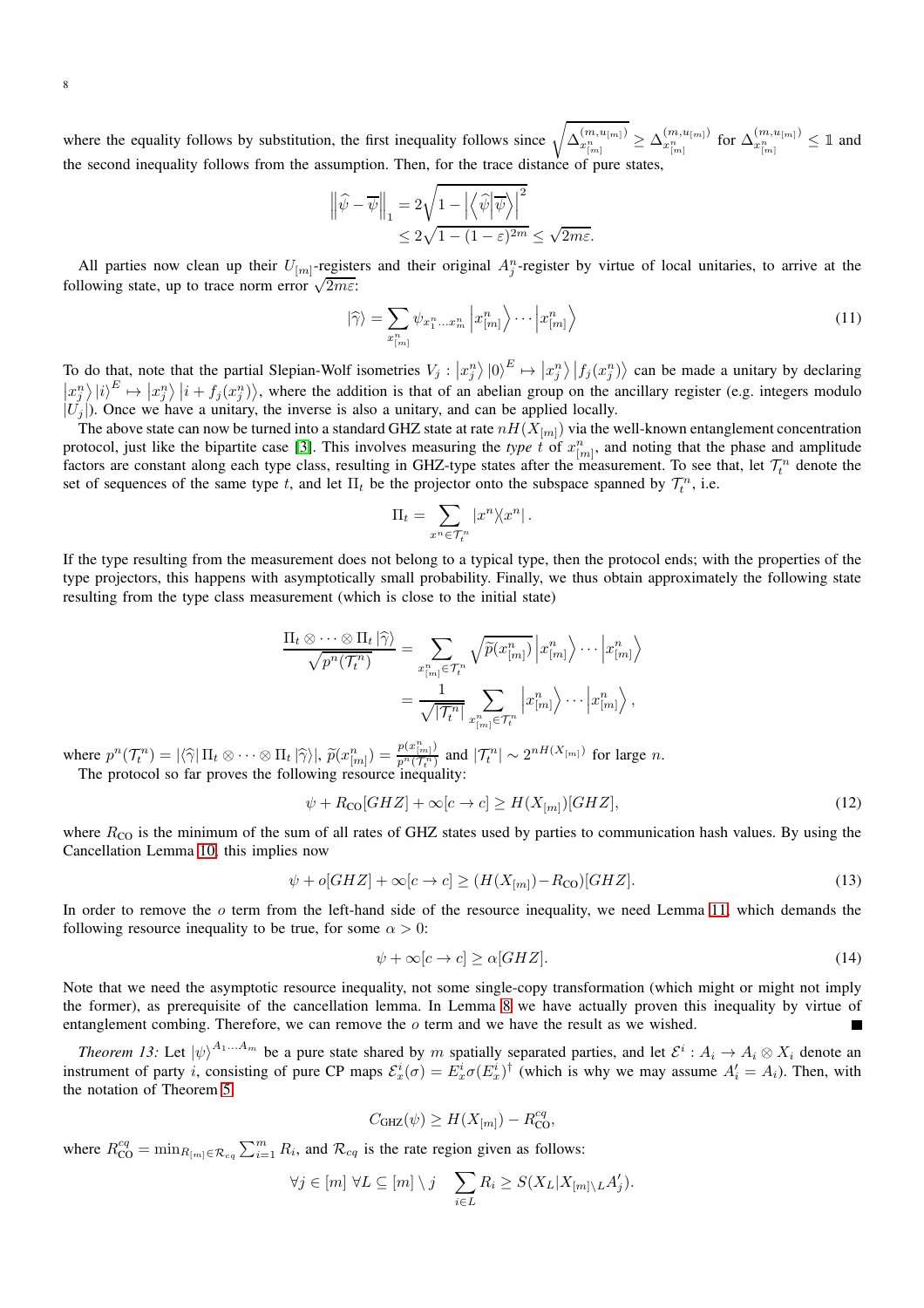where the equality follows by substitution, the first inequality follows since $\sqrt{\Delta^{(m,u_{[m]})}_{x^n_{[m]}}} \geq \Delta^{(m,u_{[m]})}_{x^n_{[m]}}$ for $\Delta^{(m,u_{[m]})}_{x^n_{[m]}} \leq \mathbb{1}$ and the second inequality follows from the assumption. Then, for the trace distance of pure states,

$$
\begin{aligned}
\left\| \widehat{\psi} - \overline{\psi} \right\|_1 &= 2\sqrt{1 - \left|\left\langle \widehat{\psi} \middle| \overline{\psi} \right\rangle\right|^2} \\
&\leq 2\sqrt{1-(1-\varepsilon)^{2m}} \leq \sqrt{2m\varepsilon}.
\end{aligned}
$$

All parties now clean up their $U_{[m]}$-registers and their original $A^n_j$-register by virtue of local unitaries, to arrive at the following state, up to trace norm error $\sqrt{2m\varepsilon}$:

$$
|\widehat{\gamma}\rangle = \sum_{x^n_{[m]}} \psi_{x^n_1 \ldots x^n_m} \left|x^n_{[m]}\right\rangle \cdots \left|x^n_{[m]}\right\rangle \tag{11}
$$

To do that, note that the partial Slepian-Wolf isometries $V_j : \left|x^n_j\right\rangle |0\rangle^E \mapsto \left|x^n_j\right\rangle \left|f_j(x^n_j)\right\rangle$ can be made a unitary by declaring $\left|x^n_j\right\rangle |i\rangle^E \mapsto \left|x^n_j\right\rangle \left|i + f_j(x^n_j)\right\rangle$, where the addition is that of an abelian group on the ancillary register (e.g. integers modulo $|U_j|$). Once we have a unitary, the inverse is also a unitary, and can be applied locally.

The above state can now be turned into a standard GHZ state at rate $nH(X_{[m]})$ via the well-known entanglement concentration protocol, just like the bipartite case [3]. This involves measuring the *type* $t$ of $x^n_{[m]}$, and noting that the phase and amplitude factors are constant along each type class, resulting in GHZ-type states after the measurement. To see that, let $\mathcal{T}^n_t$ denote the set of sequences of the same type $t$, and let $\Pi_t$ be the projector onto the subspace spanned by $\mathcal{T}^n_t$, i.e.

$$
\Pi_t = \sum_{x^n \in \mathcal{T}^n_t} |x^n\rangle\!\langle x^n| \,.
$$

If the type resulting from the measurement does not belong to a typical type, then the protocol ends; with the properties of the type projectors, this happens with asymptotically small probability. Finally, we thus obtain approximately the following state resulting from the type class measurement (which is close to the initial state)

$$
\begin{aligned}
\frac{\Pi_t \otimes \cdots \otimes \Pi_t \, |\widehat{\gamma}\rangle}{\sqrt{p^n(\mathcal{T}^n_t)}} &= \sum_{x^n_{[m]} \in \mathcal{T}^n_t} \sqrt{\widetilde{p}(x^n_{[m]})} \left|x^n_{[m]}\right\rangle \cdots \left|x^n_{[m]}\right\rangle \\
&= \frac{1}{\sqrt{|\mathcal{T}^n_t|}} \sum_{x^n_{[m]} \in \mathcal{T}^n_t} \left|x^n_{[m]}\right\rangle \cdots \left|x^n_{[m]}\right\rangle ,
\end{aligned}
$$

where $p^n(\mathcal{T}^n_t) = |\langle\widehat{\gamma}| \, \Pi_t \otimes \cdots \otimes \Pi_t \, |\widehat{\gamma}\rangle|$, $\widetilde{p}(x^n_{[m]}) = \frac{p(x^n_{[m]})}{p^n(\mathcal{T}^n_t)}$ and $|\mathcal{T}^n_t| \sim 2^{nH(X_{[m]})}$ for large $n$.

The protocol so far proves the following resource inequality:

$$
\psi + R_{\text{CO}}[GHZ] + \infty[c \to c] \geq H(X_{[m]})[GHZ], \tag{12}
$$

where $R_{\text{CO}}$ is the minimum of the sum of all rates of GHZ states used by parties to communication hash values. By using the Cancellation Lemma 10, this implies now

$$
\psi + o[GHZ] + \infty[c \to c] \geq (H(X_{[m]}) - R_{\text{CO}})[GHZ]. \tag{13}
$$

In order to remove the $o$ term from the left-hand side of the resource inequality, we need Lemma 11, which demands the following resource inequality to be true, for some $\alpha > 0$:

$$
\psi + \infty[c \to c] \geq \alpha[GHZ]. \tag{14}
$$

Note that we need the asymptotic resource inequality, not some single-copy transformation (which might or might not imply the former), as prerequisite of the cancellation lemma. In Lemma 8 we have actually proven this inequality by virtue of entanglement combing. Therefore, we can remove the $o$ term and we have the result as we wished. ∎

*Theorem 13:* Let $|\psi\rangle^{A_1 \ldots A_m}$ be a pure state shared by $m$ spatially separated parties, and let $\mathcal{E}^i : A_i \to A_i \otimes X_i$ denote an instrument of party $i$, consisting of pure CP maps $\mathcal{E}^i_x(\sigma) = E^i_x \sigma (E^i_x)^\dagger$ (which is why we may assume $A'_i = A_i$). Then, with the notation of Theorem 5,

$$
C_{\text{GHZ}}(\psi) \geq H(X_{[m]}) - R^{cq}_{\text{CO}},
$$

where $R^{cq}_{\text{CO}} = \min_{R_{[m]} \in \mathcal{R}_{cq}} \sum_{i=1}^m R_i$, and $\mathcal{R}_{cq}$ is the rate region given as follows:

$$
\forall j \in [m] \ \forall L \subseteq [m] \setminus j \quad \sum_{i \in L} R_i \geq S(X_L | X_{[m] \setminus L} A'_j).
$$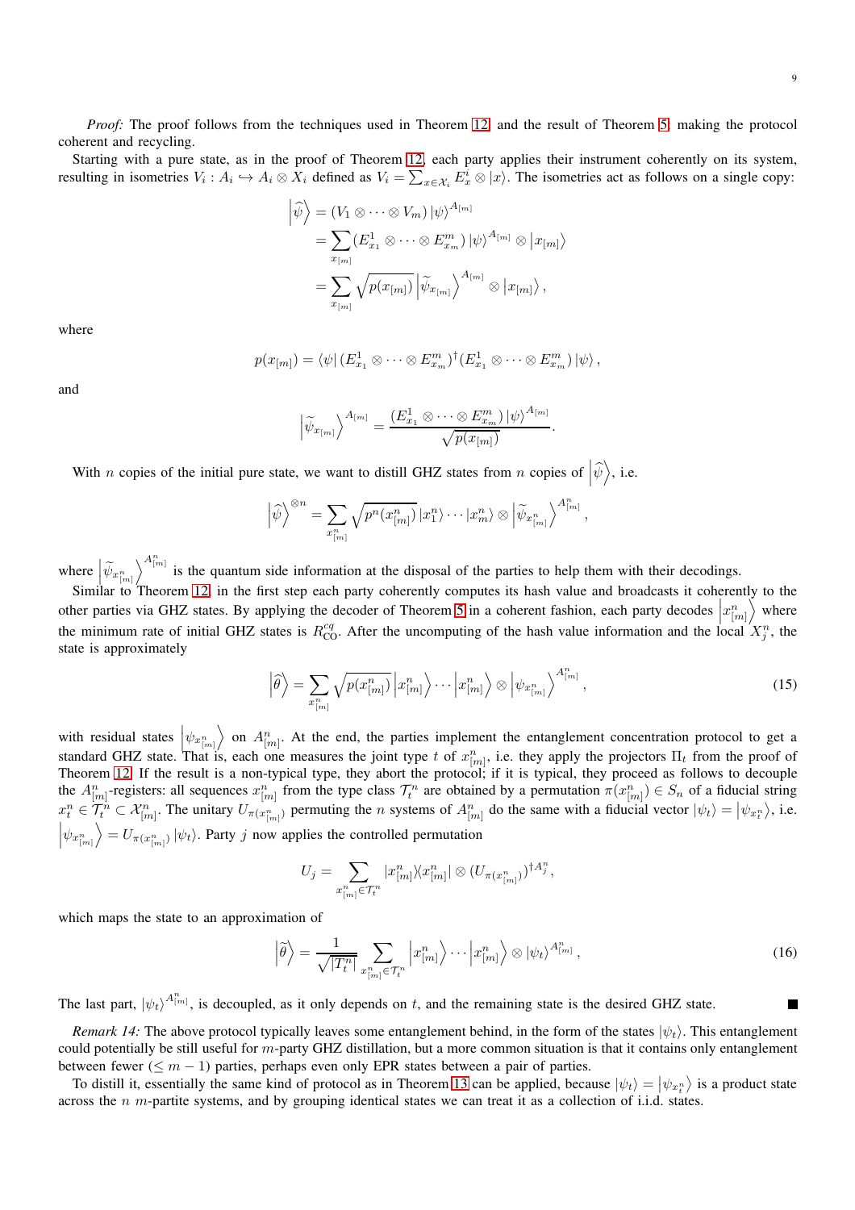*Proof:* The proof follows from the techniques used in Theorem 12 and the result of Theorem 5: making the protocol coherent and recycling.

Starting with a pure state, as in the proof of Theorem 12, each party applies their instrument coherently on its system, resulting in isometries $V_i : A_i \hookrightarrow A_i \otimes X_i$ defined as $V_i = \sum_{x \in \mathcal{X}_i} E^i_x \otimes |x\rangle$. The isometries act as follows on a single copy:

$$
\begin{aligned}
\left|\widehat{\psi}\right\rangle &= (V_1 \otimes \cdots \otimes V_m) \left|\psi\right\rangle^{A_{[m]}} \\
&= \sum_{x_{[m]}} (E^1_{x_1} \otimes \cdots \otimes E^m_{x_m}) \left|\psi\right\rangle^{A_{[m]}} \otimes \left|x_{[m]}\right\rangle \\
&= \sum_{x_{[m]}} \sqrt{p(x_{[m]})} \left|\widetilde{\psi}_{x_{[m]}}\right\rangle^{A_{[m]}} \otimes \left|x_{[m]}\right\rangle,
\end{aligned}
$$

where

$$
p(x_{[m]}) = \langle \psi | (E^1_{x_1} \otimes \cdots \otimes E^m_{x_m})^\dagger (E^1_{x_1} \otimes \cdots \otimes E^m_{x_m}) |\psi\rangle,
$$

and

$$
\left|\widetilde{\psi}_{x_{[m]}}\right\rangle^{A_{[m]}} = \frac{(E^1_{x_1} \otimes \cdots \otimes E^m_{x_m}) \left|\psi\right\rangle^{A_{[m]}}}{\sqrt{p(x_{[m]})}}.
$$

With $n$ copies of the initial pure state, we want to distill GHZ states from $n$ copies of $\left|\widehat{\psi}\right\rangle$, i.e.

$$
\left|\widehat{\psi}\right\rangle^{\otimes n} = \sum_{x^n_{[m]}} \sqrt{p^n(x^n_{[m]})} \left|x^n_1\right\rangle \cdots \left|x^n_m\right\rangle \otimes \left|\widetilde{\psi}_{x^n_{[m]}}\right\rangle^{A^n_{[m]}},
$$

where $\left|\widetilde{\psi}_{x^n_{[m]}}\right\rangle^{A^n_{[m]}}$ is the quantum side information at the disposal of the parties to help them with their decodings.

Similar to Theorem 12, in the first step each party coherently computes its hash value and broadcasts it coherently to the other parties via GHZ states. By applying the decoder of Theorem 5 in a coherent fashion, each party decodes $\left|x^n_{[m]}\right\rangle$ where the minimum rate of initial GHZ states is $R^{cq}_{\text{CO}}$. After the uncomputing of the hash value information and the local $X^n_j$, the state is approximately

$$
\left|\widehat{\theta}\right\rangle = \sum_{x^n_{[m]}} \sqrt{p(x^n_{[m]})} \left|x^n_{[m]}\right\rangle \cdots \left|x^n_{[m]}\right\rangle \otimes \left|\psi_{x^n_{[m]}}\right\rangle^{A^n_{[m]}}, \tag{15}
$$

with residual states $\left|\psi_{x^n_{[m]}}\right\rangle$ on $A^n_{[m]}$. At the end, the parties implement the entanglement concentration protocol to get a standard GHZ state. That is, each one measures the joint type $t$ of $x^n_{[m]}$, i.e. they apply the projectors $\Pi_t$ from the proof of Theorem 12. If the result is a non-typical type, they abort the protocol; if it is typical, they proceed as follows to decouple the $A^n_{[m]}$-registers: all sequences $x^n_{[m]}$ from the type class $\mathcal{T}^n_t$ are obtained by a permutation $\pi(x^n_{[m]}) \in S_n$ of a fiducial string $x^n_t \in \mathcal{T}^n_t \subset \mathcal{X}^n_{[m]}$. The unitary $U_{\pi(x^n_{[m]})}$ permuting the $n$ systems of $A^n_{[m]}$ do the same with a fiducial vector $|\psi_t\rangle = \left|\psi_{x^n_t}\right\rangle$, i.e. $\left|\psi_{x^n_{[m]}}\right\rangle = U_{\pi(x^n_{[m]})} |\psi_t\rangle$. Party $j$ now applies the controlled permutation

$$
U_j = \sum_{x^n_{[m]} \in \mathcal{T}^n_t} |x^n_{[m]}\rangle\!\langle x^n_{[m]}| \otimes (U_{\pi(x^n_{[m]})})^{\dagger A^n_j},
$$

which maps the state to an approximation of

$$
\left|\widetilde{\theta}\right\rangle = \frac{1}{\sqrt{|\mathcal{T}^n_t|}} \sum_{x^n_{[m]} \in \mathcal{T}^n_t} \left|x^n_{[m]}\right\rangle \cdots \left|x^n_{[m]}\right\rangle \otimes |\psi_t\rangle^{A^n_{[m]}}, \tag{16}
$$

The last part, $|\psi_t\rangle^{A^n_{[m]}}$, is decoupled, as it only depends on $t$, and the remaining state is the desired GHZ state. ■

*Remark 14:* The above protocol typically leaves some entanglement behind, in the form of the states $|\psi_t\rangle$. This entanglement could potentially be still useful for $m$-party GHZ distillation, but a more common situation is that it contains only entanglement between fewer ($\leq m-1$) parties, perhaps even only EPR states between a pair of parties.

To distill it, essentially the same kind of protocol as in Theorem 13 can be applied, because $|\psi_t\rangle = \left|\psi_{x^n_t}\right\rangle$ is a product state across the $n$ $m$-partite systems, and by grouping identical states we can treat it as a collection of i.i.d. states.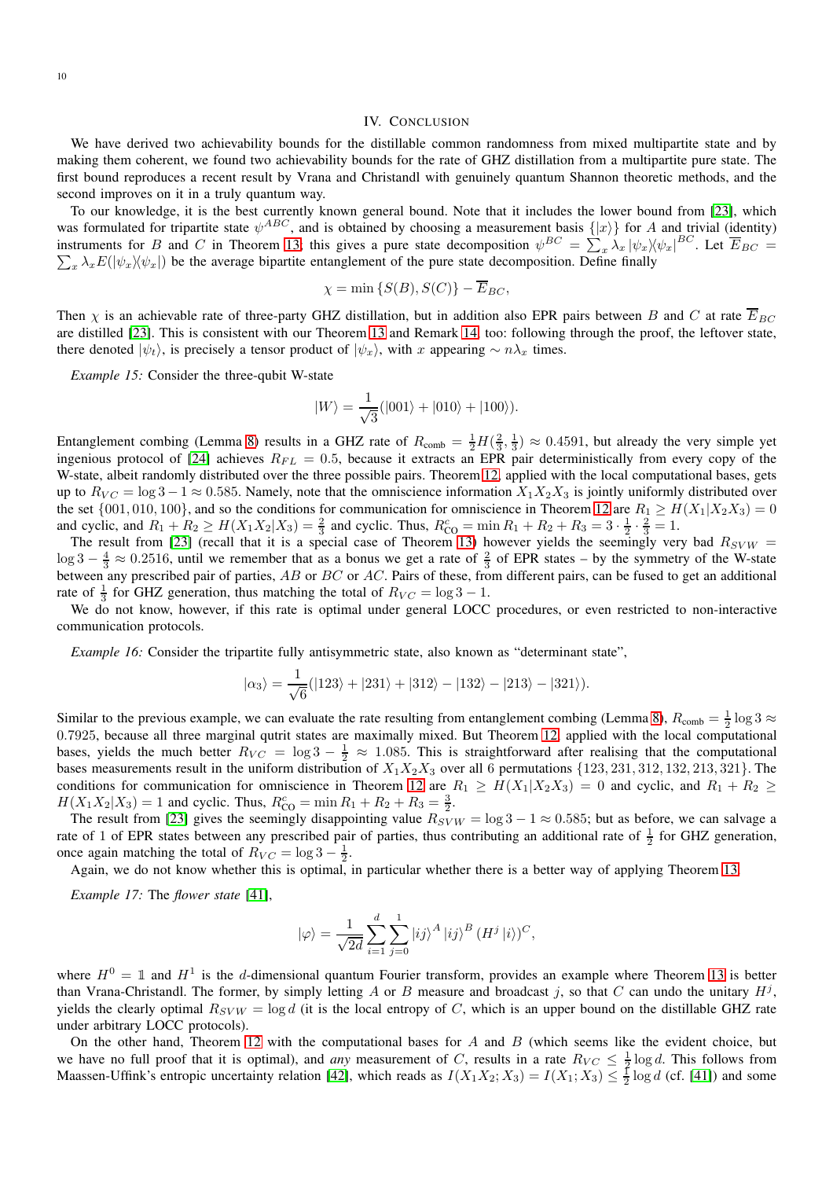## IV. Conclusion

We have derived two achievability bounds for the distillable common randomness from mixed multipartite state and by making them coherent, we found two achievability bounds for the rate of GHZ distillation from a multipartite pure state. The first bound reproduces a recent result by Vrana and Christandl with genuinely quantum Shannon theoretic methods, and the second improves on it in a truly quantum way.

To our knowledge, it is the best currently known general bound. Note that it includes the lower bound from [23], which was formulated for tripartite state $\psi^{ABC}$, and is obtained by choosing a measurement basis $\{|x\rangle\}$ for $A$ and trivial (identity) instruments for $B$ and $C$ in Theorem 13; this gives a pure state decomposition $\psi^{BC} = \sum_x \lambda_x |\psi_x\rangle\!\langle\psi_x|^{BC}$. Let $\overline{E}_{BC} = \sum_x \lambda_x E(|\psi_x\rangle\!\langle\psi_x|)$ be the average bipartite entanglement of the pure state decomposition. Define finally

$$\chi = \min\{S(B), S(C)\} - \overline{E}_{BC},$$

Then $\chi$ is an achievable rate of three-party GHZ distillation, but in addition also EPR pairs between $B$ and $C$ at rate $\overline{E}_{BC}$ are distilled [23]. This is consistent with our Theorem 13 and Remark 14, too: following through the proof, the leftover state, there denoted $|\psi_t\rangle$, is precisely a tensor product of $|\psi_x\rangle$, with $x$ appearing $\sim n\lambda_x$ times.

*Example 15:* Consider the three-qubit W-state

$$|W\rangle = \frac{1}{\sqrt{3}}(|001\rangle + |010\rangle + |100\rangle).$$

Entanglement combing (Lemma 8) results in a GHZ rate of $R_{\text{comb}} = \frac{1}{2}H(\frac{2}{3}, \frac{1}{3}) \approx 0.4591$, but already the very simple yet ingenious protocol of [24] achieves $R_{FL} = 0.5$, because it extracts an EPR pair deterministically from every copy of the W-state, albeit randomly distributed over the three possible pairs. Theorem 12, applied with the local computational bases, gets up to $R_{VC} = \log 3 - 1 \approx 0.585$. Namely, note that the omniscience information $X_1X_2X_3$ is jointly uniformly distributed over the set $\{001, 010, 100\}$, and so the conditions for communication for omniscience in Theorem 12 are $R_1 \geq H(X_1|X_2X_3) = 0$ and cyclic, and $R_1 + R_2 \geq H(X_1X_2|X_3) = \frac{2}{3}$ and cyclic. Thus, $R^c_{\text{CO}} = \min R_1 + R_2 + R_3 = 3 \cdot \frac{1}{2} \cdot \frac{2}{3} = 1$.

The result from [23] (recall that it is a special case of Theorem 13) however yields the seemingly very bad $R_{SVW} = \log 3 - \frac{4}{3} \approx 0.2516$, until we remember that as a bonus we get a rate of $\frac{2}{3}$ of EPR states – by the symmetry of the W-state between any prescribed pair of parties, $AB$ or $BC$ or $AC$. Pairs of these, from different pairs, can be fused to get an additional rate of $\frac{1}{3}$ for GHZ generation, thus matching the total of $R_{VC} = \log 3 - 1$.

We do not know, however, if this rate is optimal under general LOCC procedures, or even restricted to non-interactive communication protocols.

*Example 16:* Consider the tripartite fully antisymmetric state, also known as "determinant state",

$$|\alpha_3\rangle = \frac{1}{\sqrt{6}}(|123\rangle + |231\rangle + |312\rangle - |132\rangle - |213\rangle - |321\rangle).$$

Similar to the previous example, we can evaluate the rate resulting from entanglement combing (Lemma 8), $R_{\text{comb}} = \frac{1}{2}\log 3 \approx 0.7925$, because all three marginal qutrit states are maximally mixed. But Theorem 12, applied with the local computational bases, yields the much better $R_{VC} = \log 3 - \frac{1}{2} \approx 1.085$. This is straightforward after realising that the computational bases measurements result in the uniform distribution of $X_1X_2X_3$ over all 6 permutations $\{123, 231, 312, 132, 213, 321\}$. The conditions for communication for omniscience in Theorem 12 are $R_1 \geq H(X_1|X_2X_3) = 0$ and cyclic, and $R_1 + R_2 \geq H(X_1X_2|X_3) = 1$ and cyclic. Thus, $R^c_{\text{CO}} = \min R_1 + R_2 + R_3 = \frac{3}{2}$.

The result from [23] gives the seemingly disappointing value $R_{SVW} = \log 3 - 1 \approx 0.585$; but as before, we can salvage a rate of 1 of EPR states between any prescribed pair of parties, thus contributing an additional rate of $\frac{1}{2}$ for GHZ generation, once again matching the total of $R_{VC} = \log 3 - \frac{1}{2}$.

Again, we do not know whether this is optimal, in particular whether there is a better way of applying Theorem 13.

*Example 17:* The *flower state* [41],

$$|\varphi\rangle = \frac{1}{\sqrt{2d}} \sum_{i=1}^{d} \sum_{j=0}^{1} |ij\rangle^A |ij\rangle^B (H^j|i\rangle)^C,$$

where $H^0 = \mathbb{1}$ and $H^1$ is the $d$-dimensional quantum Fourier transform, provides an example where Theorem 13 is better than Vrana-Christandl. The former, by simply letting $A$ or $B$ measure and broadcast $j$, so that $C$ can undo the unitary $H^j$, yields the clearly optimal $R_{SVW} = \log d$ (it is the local entropy of $C$, which is an upper bound on the distillable GHZ rate under arbitrary LOCC protocols).

On the other hand, Theorem 12 with the computational bases for $A$ and $B$ (which seems like the evident choice, but we have no full proof that it is optimal), and *any* measurement of $C$, results in a rate $R_{VC} \leq \frac{1}{2}\log d$. This follows from Maassen-Uffink's entropic uncertainty relation [42], which reads as $I(X_1X_2; X_3) = I(X_1; X_3) \leq \frac{1}{2}\log d$ (cf. [41]) and some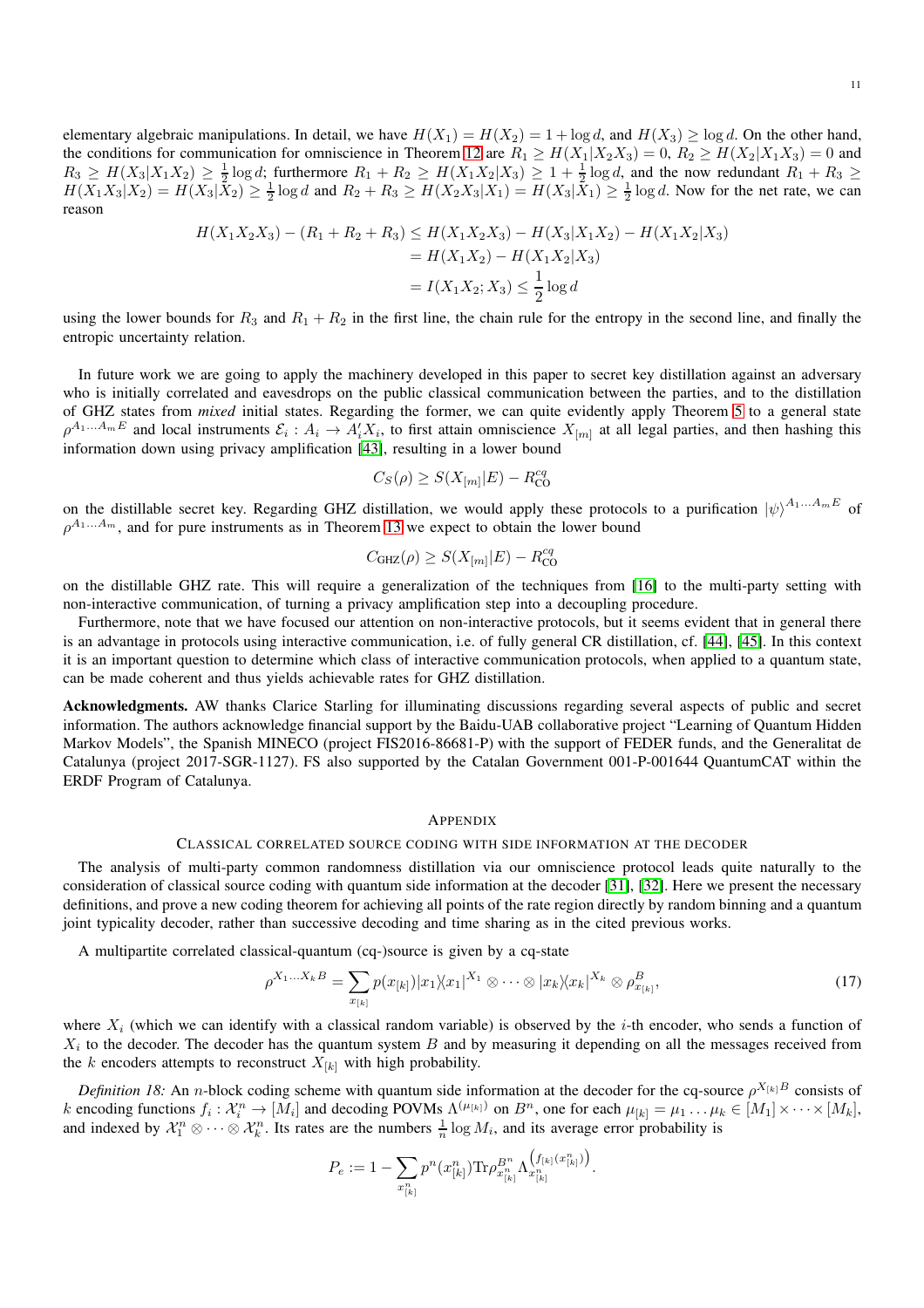elementary algebraic manipulations. In detail, we have $H(X_1) = H(X_2) = 1 + \log d$, and $H(X_3) \geq \log d$. On the other hand, the conditions for omniscience in Theorem 12 are $R_1 \geq H(X_1|X_2X_3) = 0$, $R_2 \geq H(X_2|X_1X_3) = 0$ and $R_3 \geq H(X_3|X_1X_2) \geq \frac{1}{2}\log d$; furthermore $R_1 + R_2 \geq H(X_1X_2|X_3) \geq 1 + \frac{1}{2}\log d$, and the now redundant $R_1 + R_3 \geq H(X_1X_3|X_2) = H(X_3|X_2) \geq \frac{1}{2}\log d$ and $R_2 + R_3 \geq H(X_2X_3|X_1) = H(X_3|X_1) \geq \frac{1}{2}\log d$. Now for the net rate, we can reason

$$
\begin{aligned}
H(X_1X_2X_3) - (R_1 + R_2 + R_3) &\leq H(X_1X_2X_3) - H(X_3|X_1X_2) - H(X_1X_2|X_3) \\
&= H(X_1X_2) - H(X_1X_2|X_3) \\
&= I(X_1X_2; X_3) \leq \frac{1}{2}\log d
\end{aligned}
$$

using the lower bounds for $R_3$ and $R_1 + R_2$ in the first line, the chain rule for the entropy in the second line, and finally the entropic uncertainty relation.

In future work we are going to apply the machinery developed in this paper to secret key distillation against an adversary who is initially correlated and eavesdrops on the public classical communication between the parties, and to the distillation of GHZ states from *mixed* initial states. Regarding the former, we can quite evidently apply Theorem 5 to a general state $\rho^{A_1\ldots A_m E}$ and local instruments $\mathcal{E}_i : A_i \to A_i'X_i$, to first attain omniscience $X_{[m]}$ at all legal parties, and then hashing this information down using privacy amplification [43], resulting in a lower bound

$$
C_S(\rho) \geq S(X_{[m]}|E) - R_{\text{CO}}^{cq}
$$

on the distillable secret key. Regarding GHZ distillation, we would apply these protocols to a purification $|\psi\rangle^{A_1\ldots A_m E}$ of $\rho^{A_1\ldots A_m}$, and for pure instruments as in Theorem 13 we expect to obtain the lower bound

$$
C_{\text{GHZ}}(\rho) \geq S(X_{[m]}|E) - R_{\text{CO}}^{cq}
$$

on the distillable GHZ rate. This will require a generalization of the techniques from [16] to the multi-party setting with non-interactive communication, of turning a privacy amplification step into a decoupling procedure.

Furthermore, note that we have focused our attention on non-interactive protocols, but it seems evident that in general there is an advantage in protocols using interactive communication, i.e. of fully general CR distillation, cf. [44], [45]. In this context it is an important question to determine which class of interactive communication protocols, when applied to a quantum state, can be made coherent and thus yields achievable rates for GHZ distillation.

**Acknowledgments.** AW thanks Clarice Starling for illuminating discussions regarding several aspects of public and secret information. The authors acknowledge financial support by the Baidu-UAB collaborative project "Learning of Quantum Hidden Markov Models", the Spanish MINECO (project FIS2016-86681-P) with the support of FEDER funds, and the Generalitat de Catalunya (project 2017-SGR-1127). FS also supported by the Catalan Government 001-P-001644 QuantumCAT within the ERDF Program of Catalunya.

## Appendix

### Classical correlated source coding with side information at the decoder

The analysis of multi-party common randomness distillation via our omniscience protocol leads quite naturally to the consideration of classical source coding with quantum side information at the decoder [31], [32]. Here we present the necessary definitions, and prove a new coding theorem for achieving all points of the rate region directly by random binning and a quantum joint typicality decoder, rather than successive decoding and time sharing as in the cited previous works.

A multipartite correlated classical-quantum (cq-)source is given by a cq-state

$$
\rho^{X_1\ldots X_k B} = \sum_{x_{[k]}} p(x_{[k]}) |x_1\rangle\langle x_1|^{X_1} \otimes \cdots \otimes |x_k\rangle\langle x_k|^{X_k} \otimes \rho^B_{x_{[k]}}, \tag{17}
$$

where $X_i$ (which we can identify with a classical random variable) is observed by the $i$-th encoder, who sends a function of $X_i$ to the decoder. The decoder has the quantum system $B$ and by measuring it depending on all the messages received from the $k$ encoders attempts to reconstruct $X_{[k]}$ with high probability.

*Definition 18:* An $n$-block coding scheme with quantum side information at the decoder for the cq-source $\rho^{X_{[k]}B}$ consists of $k$ encoding functions $f_i : \mathcal{X}_i^n \to [M_i]$ and decoding POVMs $\Lambda^{(\mu_{[k]})}$ on $B^n$, one for each $\mu_{[k]} = \mu_1 \ldots \mu_k \in [M_1] \times \cdots \times [M_k]$, and indexed by $\mathcal{X}_1^n \otimes \cdots \otimes \mathcal{X}_k^n$. Its rates are the numbers $\frac{1}{n}\log M_i$, and its average error probability is

$$
P_e := 1 - \sum_{x_{[k]}^n} p^n(x_{[k]}^n) \operatorname{Tr} \rho^{B^n}_{x_{[k]}^n} \Lambda^{\left(f_{[k]}(x_{[k]}^n)\right)}_{x_{[k]}^n}.
$$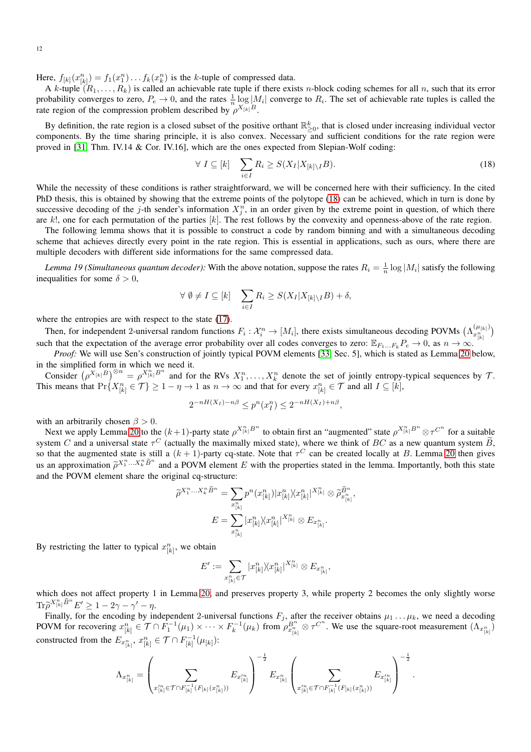Here, $f_{[k]}(x_{[k]}^n) = f_1(x_1^n) \dots f_k(x_k^n)$ is the $k$-tuple of compressed data.

A $k$-tuple $(R_1, \dots, R_k)$ is called an achievable rate tuple if there exists $n$-block coding schemes for all $n$, such that its error probability converges to zero, $P_e \to 0$, and the rates $\frac{1}{n} \log |M_i|$ converge to $R_i$. The set of achievable rate tuples is called the rate region of the compression problem described by $\rho^{X_{[k]}B}$.

By definition, the rate region is a closed subset of the positive orthant $\mathbb{R}_{\geq 0}^k$, that is closed under increasing individual vector components. By the time sharing principle, it is also convex. Necessary and sufficient conditions for the rate region were proved in [31, Thm. IV.14 & Cor. IV.16], which are the ones expected from Slepian-Wolf coding:

$$\forall\ I \subseteq [k] \quad \sum_{i \in I} R_i \geq S(X_I | X_{[k] \setminus I} B). \tag{18}$$

While the necessity of these conditions is rather straightforward, we will be concerned here with their sufficiency. In the cited PhD thesis, this is obtained by showing that the extreme points of the polytope (18) can be achieved, which in turn is done by successive decoding of the $j$-th sender's information $X_j^n$, in an order given by the extreme point in question, of which there are $k!$, one for each permutation of the parties $[k]$. The rest follows by the convexity and openness-above of the rate region.

The following lemma shows that it is possible to construct a code by random binning and with a simultaneous decoding scheme that achieves directly every point in the rate region. This is essential in applications, such as ours, where there are multiple decoders with different side informations for the same compressed data.

*Lemma 19 (Simultaneous quantum decoder):* With the above notation, suppose the rates $R_i = \frac{1}{n} \log |M_i|$ satisfy the following inequalities for some $\delta > 0$,

$$\forall\ \emptyset \neq I \subseteq [k] \quad \sum_{i \in I} R_i \geq S(X_I | X_{[k] \setminus I} B) + \delta,$$

where the entropies are with respect to the state (17).

Then, for independent 2-universal random functions $F_i : \mathcal{X}_i^n \to [M_i]$, there exists simultaneous decoding POVMs $\left(\Lambda_{x_{[k]}^n}^{(\mu_{[k]})}\right)$ such that the expectation of the average error probability over all codes converges to zero: $\mathbb{E}_{F_1 \dots F_k} P_e \to 0$, as $n \to \infty$.

*Proof:* We will use Sen's construction of jointly typical POVM elements [33, Sec. 5], which is stated as Lemma 20 below, in the simplified form in which we need it.

Consider $\left(\rho^{X_{[k]}B}\right)^{\otimes n} = \rho^{X_{[k]}^n B^n}$ and for the RVs $X_1^n, \dots, X_k^n$ denote the set of jointly entropy-typical sequences by $\mathcal{T}$. This means that $\Pr\{X_{[k]}^n \in \mathcal{T}\} \geq 1 - \eta \to 1$ as $n \to \infty$ and that for every $x_{[k]}^n \in \mathcal{T}$ and all $I \subseteq [k]$,

$$2^{-nH(X_I) - n\beta} \leq p^n(x_I^n) \leq 2^{-nH(X_I) + n\beta},$$

with an arbitrarily chosen $\beta > 0$.

Next we apply Lemma 20 to the $(k+1)$-party state $\rho^{X_{[k]}^n B^n}$ to obtain first an "augmented" state $\rho^{X_{[k]}^n B^n} \otimes \tau^{C^n}$ for a suitable system $C$ and a universal state $\tau^C$ (actually the maximally mixed state), where we think of $BC$ as a new quantum system $\widetilde{B}$, so that the augmented state is still a $(k+1)$-party cq-state. Note that $\tau^C$ can be created locally at $B$. Lemma 20 then gives us an approximation $\widetilde{\rho}^{X_1^n \dots X_k^n \widetilde{B}^n}$ and a POVM element $E$ with the properties stated in the lemma. Importantly, both this state and the POVM element share the original cq-structure:

$$\widetilde{\rho}^{X_1^n \dots X_k^n \widetilde{B}^n} = \sum_{x_{[k]}^n} p^n(x_{[k]}^n) |x_{[k]}^n\rangle\!\langle x_{[k]}^n|^{X_{[k]}^n} \otimes \widetilde{\rho}_{x_{[k]}^n}^{\widetilde{B}^n},$$

$$E = \sum_{x_{[k]}^n} |x_{[k]}^n\rangle\!\langle x_{[k]}^n|^{X_{[k]}^n} \otimes E_{x_{[k]}^n}.$$

By restricting the latter to typical $x_{[k]}^n$, we obtain

$$E' := \sum_{x_{[k]}^n \in \mathcal{T}} |x_{[k]}^n\rangle\!\langle x_{[k]}^n|^{X_{[k]}^n} \otimes E_{x_{[k]}^n},$$

which does not affect property 1 in Lemma 20, and preserves property 3, while property 2 becomes the only slightly worse $\mathrm{Tr} \widetilde{\rho}^{X_{[k]}^n \widetilde{B}^n} E' \geq 1 - 2\gamma - \gamma' - \eta$.

Finally, for the encoding by independent 2-universal functions $F_j$, after the receiver obtains $\mu_1 \dots \mu_k$, we need a decoding POVM for recovering $x_{[k]}^n \in \mathcal{T} \cap F_1^{-1}(\mu_1) \times \dots \times F_k^{-1}(\mu_k)$ from $\rho_{x_{[k]}^n}^{B^n} \otimes \tau^{C^n}$. We use the square-root measurement $(\Lambda_{x_{[k]}^n})$ constructed from the $E_{x_{[k]}^n}$, $x_{[k]}^n \in \mathcal{T} \cap F_{[k]}^{-1}(\mu_{[k]})$:

$$\Lambda_{x_{[k]}^n} = \left( \sum_{x'^n_{[k]} \in \mathcal{T} \cap F_{[k]}^{-1}(F_{[k]}(x_{[k]}^n))} E_{x'^n_{[k]}} \right)^{-\frac{1}{2}} E_{x_{[k]}^n} \left( \sum_{x'^n_{[k]} \in \mathcal{T} \cap F_{[k]}^{-1}(F_{[k]}(x_{[k]}^n))} E_{x'^n_{[k]}} \right)^{-\frac{1}{2}}.$$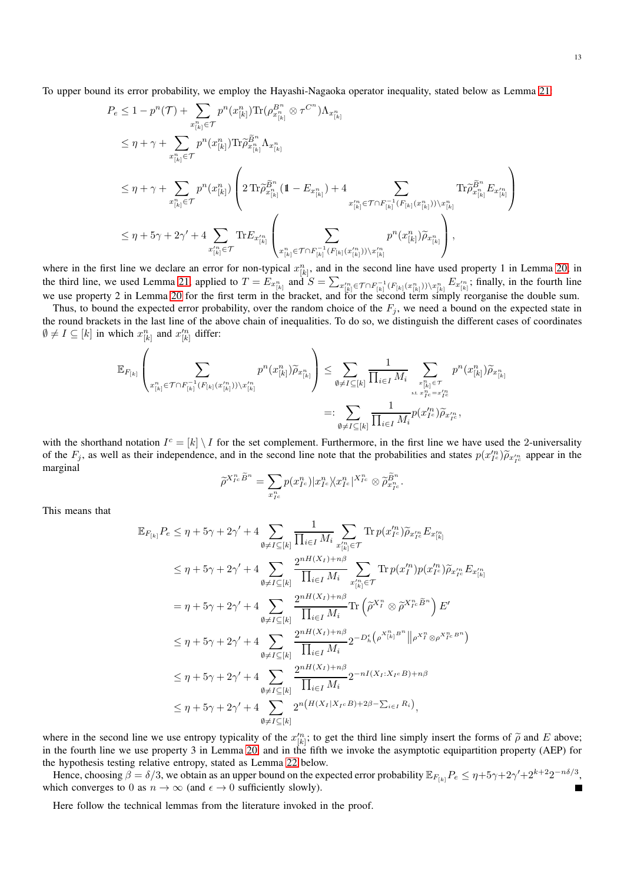To upper bound its error probability, we employ the Hayashi-Nagaoka operator inequality, stated below as Lemma 21.

$$
\begin{aligned}
P_e &\leq 1 - p^n(\mathcal{T}) + \sum_{x^n_{[k]} \in \mathcal{T}} p^n(x^n_{[k]}) \operatorname{Tr}(\rho^{B^n}_{x^n_{[k]}} \otimes \tau^{C^n}) \Lambda_{x^n_{[k]}} \\
&\leq \eta + \gamma + \sum_{x^n_{[k]} \in \mathcal{T}} p^n(x^n_{[k]}) \operatorname{Tr} \widetilde{\rho}^{\widetilde{B}^n}_{x^n_{[k]}} \Lambda_{x^n_{[k]}} \\
&\leq \eta + \gamma + \sum_{x^n_{[k]} \in \mathcal{T}} p^n(x^n_{[k]}) \left( 2 \operatorname{Tr} \widetilde{\rho}^{\widetilde{B}^n}_{x^n_{[k]}} (\mathbb{1} - E_{x^n_{[k]}}) + 4 \sum_{x'^n_{[k]} \in \mathcal{T} \cap F^{-1}_{[k]}(F_{[k]}(x^n_{[k]})) \setminus x^n_{[k]}} \operatorname{Tr} \widetilde{\rho}^{\widetilde{B}^n}_{x^n_{[k]}} E_{x'^n_{[k]}} \right) \\
&\leq \eta + 5\gamma + 2\gamma' + 4 \sum_{x'^n_{[k]} \in \mathcal{T}} \operatorname{Tr} E_{x'^n_{[k]}} \left( \sum_{x^n_{[k]} \in \mathcal{T} \cap F^{-1}_{[k]}(F_{[k]}(x'^n_{[k]})) \setminus x'^n_{[k]}} p^n(x^n_{[k]}) \widetilde{\rho}_{x^n_{[k]}} \right),
\end{aligned}
$$

where in the first line we declare an error for non-typical $x^n_{[k]}$, and in the second line have used property 1 in Lemma 20, in the third line, we used Lemma 21 applied to $T = E_{x^n_{[k]}}$ and $S = \sum_{x'^n_{[k]} \in \mathcal{T} \cap F^{-1}_{[k]}(F_{[k]}(x^n_{[k]})) \setminus x^n_{[k]}} E_{x'^n_{[k]}}$; finally, in the fourth line we use property 2 in Lemma 20 for the first term in the bracket, and for the second term simply reorganise the double sum.

Thus, to bound the expected error probability, over the random choice of the $F_j$, we need a bound on the expected state in the round brackets in the last line of the above chain of inequalities. To do so, we distinguish the different cases of coordinates $\emptyset \neq I \subseteq [k]$ in which $x^n_{[k]}$ and $x'^n_{[k]}$ differ:

$$
\begin{aligned}
\mathbb{E}_{F_{[k]}} \left( \sum_{x^n_{[k]} \in \mathcal{T} \cap F^{-1}_{[k]}(F_{[k]}(x'^n_{[k]})) \setminus x'^n_{[k]}} p^n(x^n_{[k]}) \widetilde{\rho}_{x^n_{[k]}} \right) &\leq \sum_{\emptyset \neq I \subseteq [k]} \frac{1}{\prod_{i \in I} M_i} \sum_{\substack{x^n_{[k]} \in \mathcal{T} \\ \text{s.t. } x^n_{I^c} = x'^n_{I^c}}} p^n(x^n_{[k]}) \widetilde{\rho}_{x^n_{[k]}} \\
&=: \sum_{\emptyset \neq I \subseteq [k]} \frac{1}{\prod_{i \in I} M_i} p(x'^n_{I^c}) \widetilde{\rho}_{x'^n_{I^c}},
\end{aligned}
$$

with the shorthand notation $I^c = [k] \setminus I$ for the set complement. Furthermore, in the first line we have used the 2-universality of the $F_j$, as well as their independence, and in the second line note that the probabilities and states $p(x'^n_{I^c}) \widetilde{\rho}_{x'^n_{I^c}}$ appear in the marginal

$$
\widetilde{\rho}^{X^n_{I^c} \widetilde{B}^n} = \sum_{x^n_{I^c}} p(x^n_{I^c}) |x^n_{I^c}\rangle\langle x^n_{I^c}|^{X^n_{I^c}} \otimes \widetilde{\rho}^{\widetilde{B}^n}_{x^n_{I^c}}.
$$

This means that

$$
\begin{aligned}
\mathbb{E}_{F_{[k]}} P_e &\leq \eta + 5\gamma + 2\gamma' + 4 \sum_{\emptyset \neq I \subseteq [k]} \frac{1}{\prod_{i \in I} M_i} \sum_{x'^n_{[k]} \in \mathcal{T}} \operatorname{Tr} p(x'^n_{I^c}) \widetilde{\rho}_{x'^n_{I^c}} E_{x'^n_{[k]}} \\
&\leq \eta + 5\gamma + 2\gamma' + 4 \sum_{\emptyset \neq I \subseteq [k]} \frac{2^{nH(X_I) + n\beta}}{\prod_{i \in I} M_i} \sum_{x'^n_{[k]} \in \mathcal{T}} \operatorname{Tr} p(x'^n_I) p(x'^n_{I^c}) \widetilde{\rho}_{x'^n_{I^c}} E_{x'^n_{[k]}} \\
&= \eta + 5\gamma + 2\gamma' + 4 \sum_{\emptyset \neq I \subseteq [k]} \frac{2^{nH(X_I) + n\beta}}{\prod_{i \in I} M_i} \operatorname{Tr} \left( \widetilde{\rho}^{X^n_I} \otimes \widetilde{\rho}^{X^n_{I^c} \widetilde{B}^n} \right) E' \\
&\leq \eta + 5\gamma + 2\gamma' + 4 \sum_{\emptyset \neq I \subseteq [k]} \frac{2^{nH(X_I) + n\beta}}{\prod_{i \in I} M_i} 2^{-D^\epsilon_h \left( \rho^{X^n_{[k]} B^n} \middle\| \rho^{X^n_I} \otimes \rho^{X^n_{I^c} B^n} \right)} \\
&\leq \eta + 5\gamma + 2\gamma' + 4 \sum_{\emptyset \neq I \subseteq [k]} \frac{2^{nH(X_I) + n\beta}}{\prod_{i \in I} M_i} 2^{-nI(X_I : X_{I^c} B) + n\beta} \\
&\leq \eta + 5\gamma + 2\gamma' + 4 \sum_{\emptyset \neq I \subseteq [k]} 2^{n \left( H(X_I | X_{I^c} B) + 2\beta - \sum_{i \in I} R_i \right)},
\end{aligned}
$$

where in the second line we use entropy typicality of the $x'^n_{[k]}$; to get the third line simply insert the forms of $\widetilde{\rho}$ and $E$ above; in the fourth line we use property 3 in Lemma 20, and in the fifth we invoke the asymptotic equipartition property (AEP) for the hypothesis testing relative entropy, stated as Lemma 22 below.

Hence, choosing $\beta = \delta/3$, we obtain as an upper bound on the expected error probability $\mathbb{E}_{F_{[k]}} P_e \leq \eta + 5\gamma + 2\gamma' + 2^{k+2} 2^{-n\delta/3}$, which converges to 0 as $n \to \infty$ (and $\epsilon \to 0$ sufficiently slowly). ■

Here follow the technical lemmas from the literature invoked in the proof.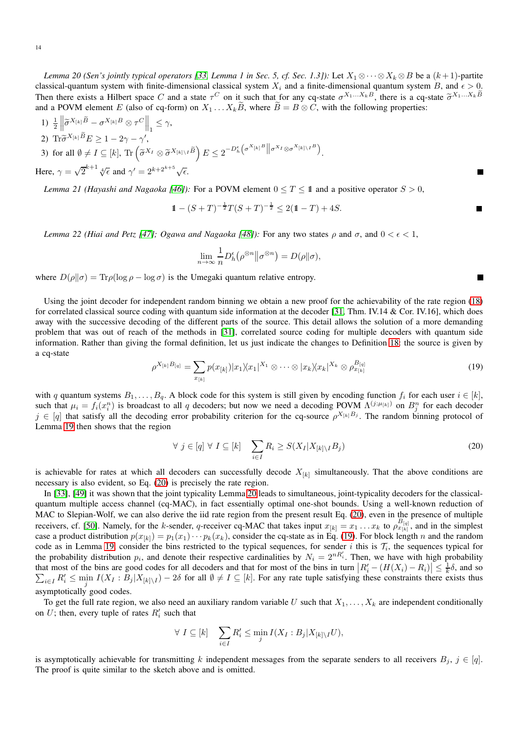*Lemma 20 (Sen's jointly typical operators [33, Lemma 1 in Sec. 5, cf. Sec. 1.3]):* Let $X_1 \otimes \cdots \otimes X_k \otimes B$ be a $(k+1)$-partite classical-quantum system with finite-dimensional classical system $X_i$ and a finite-dimensional quantum system $B$, and $\epsilon > 0$. Then there exists a Hilbert space $C$ and a state $\tau^C$ on it such that for any cq-state $\sigma^{X_1 \ldots X_k B}$, there is a cq-state $\widetilde{\sigma}^{X_1 \ldots X_k \widetilde{B}}$ and a POVM element $E$ (also of cq-form) on $X_1 \ldots X_k \widetilde{B}$, where $\widetilde{B} = B \otimes C$, with the following properties:

1) $\frac{1}{2} \left\| \widetilde{\sigma}^{X_{[k]} \widetilde{B}} - \sigma^{X_{[k]} B} \otimes \tau^C \right\|_1 \leq \gamma$,
2) $\operatorname{Tr} \widetilde{\sigma}^{X_{[k]} \widetilde{B}} E \geq 1 - 2\gamma - \gamma'$,
3) for all $\emptyset \neq I \subseteq [k]$, $\operatorname{Tr} \left( \widetilde{\sigma}^{X_I} \otimes \widetilde{\sigma}^{X_{[k] \setminus I} \widetilde{B}} \right) E \leq 2^{-D_h^\epsilon\left( \sigma^{X_{[k]} B} \middle\| \sigma^{X_I} \otimes \sigma^{X_{[k] \setminus I} B} \right)}$.

Here, $\gamma = \sqrt{2^{k+1}} \sqrt[4]{\epsilon}$ and $\gamma' = 2^{k+2^{k+5}} \sqrt{\epsilon}$. ■

*Lemma 21 (Hayashi and Nagaoka [46]):* For a POVM element $0 \leq T \leq \mathbb{1}$ and a positive operator $S > 0$,

$$\mathbb{1} - (S+T)^{-\frac{1}{2}} T (S+T)^{-\frac{1}{2}} \leq 2(\mathbb{1} - T) + 4S.$$ ■

*Lemma 22 (Hiai and Petz [47]; Ogawa and Nagaoka [48]):* For any two states $\rho$ and $\sigma$, and $0 < \epsilon < 1$,

$$\lim_{n \to \infty} \frac{1}{n} D_h^\epsilon\left( \rho^{\otimes n} \middle\| \sigma^{\otimes n} \right) = D(\rho \| \sigma),$$

where $D(\rho\|\sigma) = \operatorname{Tr}\rho(\log\rho - \log\sigma)$ is the Umegaki quantum relative entropy. ■

Using the joint decoder for independent random binning we obtain a new proof for the achievability of the rate region (18) for correlated classical source coding with quantum side information at the decoder [31, Thm. IV.14 & Cor. IV.16], which does away with the successive decoding of the different parts of the source. This detail allows the solution of a more demanding problem that was out of reach of the methods in [31], correlated source coding for multiple decoders with quantum side information. Rather than giving the formal definition, let us just indicate the changes to Definition 18: the source is given by a cq-state

$$\rho^{X_{[k]} B_{[q]}} = \sum_{x_{[k]}} p(x_{[k]}) |x_1\rangle\!\langle x_1|^{X_1} \otimes \cdots \otimes |x_k\rangle\!\langle x_k|^{X_k} \otimes \rho_{x_{[k]}}^{B_{[q]}} \tag{19}$$

with $q$ quantum systems $B_1, \ldots, B_q$. A block code for this system is still given by encoding function $f_i$ for each user $i \in [k]$, such that $\mu_i = f_i(x_i^n)$ is broadcast to all $q$ decoders; but now we need a decoding POVM $\Lambda^{(j;\mu_{[k]})}$ on $B_j^n$ for each decoder $j \in [q]$ that satisfy all the decoding error probability criterion for the cq-source $\rho^{X_{[k]} B_j}$. The random binning protocol of Lemma 19 then shows that the region

$$\forall\ j \in [q]\ \forall\ I \subseteq [k] \quad \sum_{i \in I} R_i \geq S(X_I | X_{[k] \setminus I} B_j) \tag{20}$$

is achievable for rates at which all decoders can successfully decode $X_{[k]}$ simultaneously. That the above conditions are necessary is also evident, so Eq. (20) is precisely the rate region.

In [33], [49] it was shown that the joint typicality Lemma 20 leads to simultaneous, joint-typicality decoders for the classical-quantum multiple access channel (cq-MAC), in fact essentially optimal one-shot bounds. Using a well-known reduction of MAC to Slepian-Wolf, we can also derive the iid rate region from the present result Eq. (20), even in the presence of multiple receivers, cf. [50]. Namely, for the $k$-sender, $q$-receiver cq-MAC that takes input $x_{[k]} = x_1 \ldots x_k$ to $\rho_{x_{[k]}}^{B_{[q]}}$, and in the simplest case a product distribution $p(x_{[k]}) = p_1(x_1) \cdots p_k(x_k)$, consider the cq-state as in Eq. (19). For block length $n$ and the random code as in Lemma 19, consider the bins restricted to the typical sequences, for sender $i$ this is $\mathcal{T}_i$, the sequences typical for the probability distribution $p_i$, and denote their respective cardinalities by $N_i = 2^{nR_i'}$. Then, we have with high probability that most of the bins are good codes for all decoders and that for most of the bins in turn $\left| R_i' - (H(X_i) - R_i) \right| \leq \frac{1}{k}\delta$, and so $\sum_{i \in I} R_i' \leq \min_j I(X_I : B_j | X_{[k] \setminus I}) - 2\delta$ for all $\emptyset \neq I \subseteq [k]$. For any rate tuple satisfying these constraints there exists thus asymptotically good codes.

To get the full rate region, we also need an auxiliary random variable $U$ such that $X_1, \ldots, X_k$ are independent conditionally on $U$; then, every tuple of rates $R_i'$ such that

$$\forall\ I \subseteq [k] \quad \sum_{i \in I} R_i' \leq \min_j I(X_I : B_j | X_{[k] \setminus I} U),$$

is asymptotically achievable for transmitting $k$ independent messages from the separate senders to all receivers $B_j$, $j \in [q]$. The proof is quite similar to the sketch above and is omitted.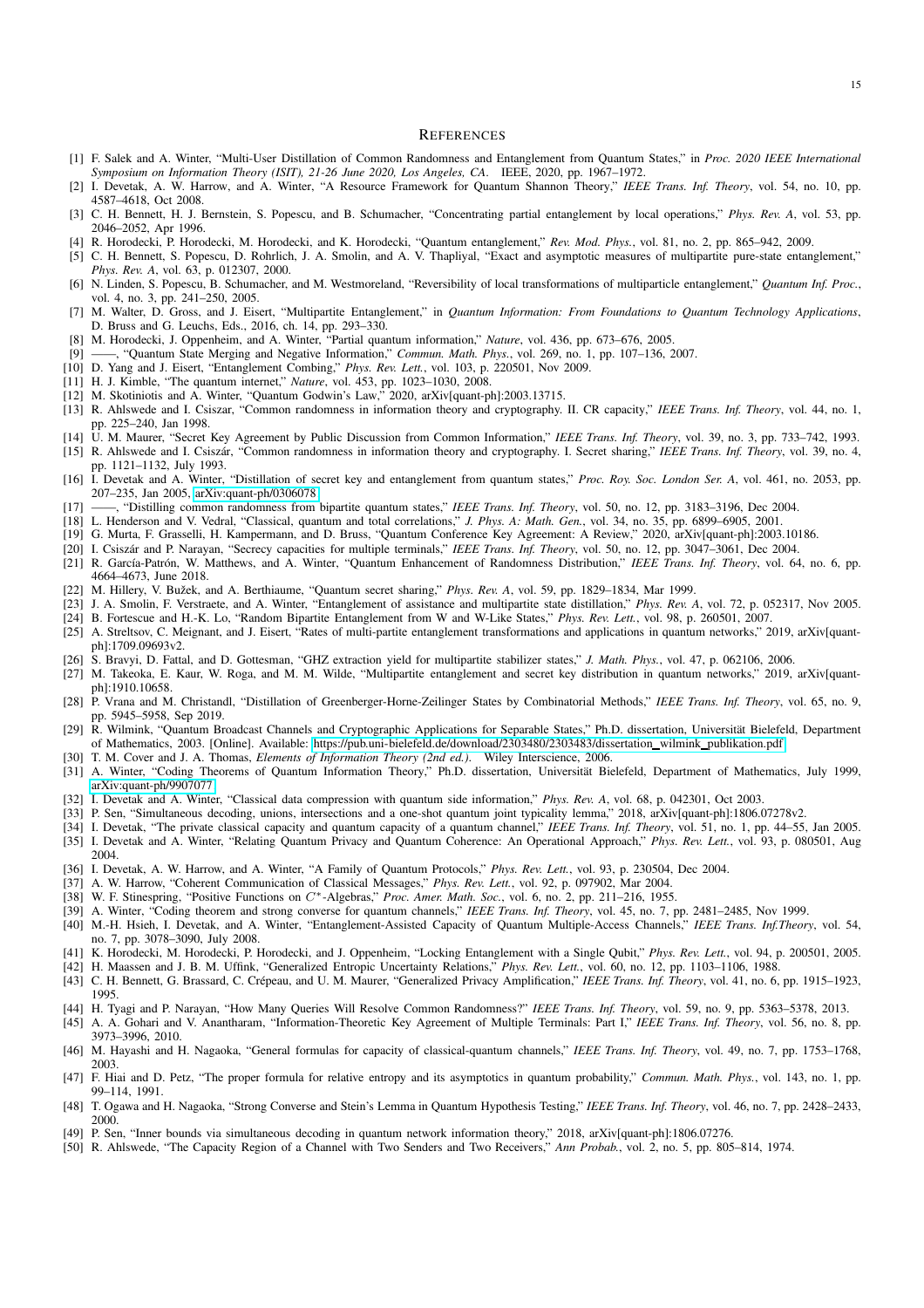## References

[1] F. Salek and A. Winter, "Multi-User Distillation of Common Randomness and Entanglement from Quantum States," in *Proc. 2020 IEEE International Symposium on Information Theory (ISIT), 21-26 June 2020, Los Angeles, CA*. IEEE, 2020, pp. 1967–1972.

[2] I. Devetak, A. W. Harrow, and A. Winter, "A Resource Framework for Quantum Shannon Theory," *IEEE Trans. Inf. Theory*, vol. 54, no. 10, pp. 4587–4618, Oct 2008.

[3] C. H. Bennett, H. J. Bernstein, S. Popescu, and B. Schumacher, "Concentrating partial entanglement by local operations," *Phys. Rev. A*, vol. 53, pp. 2046–2052, Apr 1996.

[4] R. Horodecki, P. Horodecki, M. Horodecki, and K. Horodecki, "Quantum entanglement," *Rev. Mod. Phys.*, vol. 81, no. 2, pp. 865–942, 2009.

[5] C. H. Bennett, S. Popescu, D. Rohrlich, J. A. Smolin, and A. V. Thapliyal, "Exact and asymptotic measures of multipartite pure-state entanglement," *Phys. Rev. A*, vol. 63, p. 012307, 2000.

[6] N. Linden, S. Popescu, B. Schumacher, and M. Westmoreland, "Reversibility of local transformations of multiparticle entanglement," *Quantum Inf. Proc.*, vol. 4, no. 3, pp. 241–250, 2005.

[7] M. Walter, D. Gross, and J. Eisert, "Multipartite Entanglement," in *Quantum Information: From Foundations to Quantum Technology Applications*, D. Bruss and G. Leuchs, Eds., 2016, ch. 14, pp. 293–330.

[8] M. Horodecki, J. Oppenheim, and A. Winter, "Partial quantum information," *Nature*, vol. 436, pp. 673–676, 2005.

[9] ——, "Quantum State Merging and Negative Information," *Commun. Math. Phys.*, vol. 269, no. 1, pp. 107–136, 2007.

[10] D. Yang and J. Eisert, "Entanglement Combing," *Phys. Rev. Lett.*, vol. 103, p. 220501, Nov 2009.

[11] H. J. Kimble, "The quantum internet," *Nature*, vol. 453, pp. 1023–1030, 2008.

[12] M. Skotiniotis and A. Winter, "Quantum Godwin's Law," 2020, arXiv[quant-ph]:2003.13715.

[13] R. Ahlswede and I. Csiszar, "Common randomness in information theory and cryptography. II. CR capacity," *IEEE Trans. Inf. Theory*, vol. 44, no. 1, pp. 225–240, Jan 1998.

[14] U. M. Maurer, "Secret Key Agreement by Public Discussion from Common Information," *IEEE Trans. Inf. Theory*, vol. 39, no. 3, pp. 733–742, 1993.

[15] R. Ahlswede and I. Csiszár, "Common randomness in information theory and cryptography. I. Secret sharing," *IEEE Trans. Inf. Theory*, vol. 39, no. 4, pp. 1121–1132, July 1993.

[16] I. Devetak and A. Winter, "Distillation of secret key and entanglement from quantum states," *Proc. Roy. Soc. London Ser. A*, vol. 461, no. 2053, pp. 207–235, Jan 2005, arXiv:quant-ph/0306078.

[17] ——, "Distilling common randomness from bipartite quantum states," *IEEE Trans. Inf. Theory*, vol. 50, no. 12, pp. 3183–3196, Dec 2004.

[18] L. Henderson and V. Vedral, "Classical, quantum and total correlations," *J. Phys. A: Math. Gen.*, vol. 34, no. 35, pp. 6899–6905, 2001.

[19] G. Murta, F. Grasselli, H. Kampermann, and D. Bruss, "Quantum Conference Key Agreement: A Review," 2020, arXiv[quant-ph]:2003.10186.

[20] I. Csiszár and P. Narayan, "Secrecy capacities for multiple terminals," *IEEE Trans. Inf. Theory*, vol. 50, no. 12, pp. 3047–3061, Dec 2004.

[21] R. García-Patrón, W. Matthews, and A. Winter, "Quantum Enhancement of Randomness Distribution," *IEEE Trans. Inf. Theory*, vol. 64, no. 6, pp. 4664–4673, June 2018.

[22] M. Hillery, V. Bužek, and A. Berthiaume, "Quantum secret sharing," *Phys. Rev. A*, vol. 59, pp. 1829–1834, Mar 1999.

[23] J. A. Smolin, F. Verstraete, and A. Winter, "Entanglement of assistance and multipartite state distillation," *Phys. Rev. A*, vol. 72, p. 052317, Nov 2005.

[24] B. Fortescue and H.-K. Lo, "Random Bipartite Entanglement from W and W-Like States," *Phys. Rev. Lett.*, vol. 98, p. 260501, 2007.

[25] A. Streltsov, C. Meignant, and J. Eisert, "Rates of multi-partite entanglement transformations and applications in quantum networks," 2019, arXiv[quant-ph]:1709.09693v2.

[26] S. Bravyi, D. Fattal, and D. Gottesman, "GHZ extraction yield for multipartite stabilizer states," *J. Math. Phys.*, vol. 47, p. 062106, 2006.

[27] M. Takeoka, E. Kaur, W. Roga, and M. M. Wilde, "Multipartite entanglement and secret key distribution in quantum networks," 2019, arXiv[quant-ph]:1910.10658.

[28] P. Vrana and M. Christandl, "Distillation of Greenberger-Horne-Zeilinger States by Combinatorial Methods," *IEEE Trans. Inf. Theory*, vol. 65, no. 9, pp. 5945–5958, Sep 2019.

[29] R. Wilmink, "Quantum Broadcast Channels and Cryptographic Applications for Separable States," Ph.D. dissertation, Universität Bielefeld, Department of Mathematics, 2003. [Online]. Available: https://pub.uni-bielefeld.de/download/2303480/2303483/dissertation_wilmink_publikation.pdf

[30] T. M. Cover and J. A. Thomas, *Elements of Information Theory (2nd ed.)*. Wiley Interscience, 2006.

[31] A. Winter, "Coding Theorems of Quantum Information Theory," Ph.D. dissertation, Universität Bielefeld, Department of Mathematics, July 1999, arXiv:quant-ph/9907077.

[32] I. Devetak and A. Winter, "Classical data compression with quantum side information," *Phys. Rev. A*, vol. 68, p. 042301, Oct 2003.

[33] P. Sen, "Simultaneous decoding, unions, intersections and a one-shot quantum joint typicality lemma," 2018, arXiv[quant-ph]:1806.07278v2.

[34] I. Devetak, "The private classical capacity and quantum capacity of a quantum channel," *IEEE Trans. Inf. Theory*, vol. 51, no. 1, pp. 44–55, Jan 2005.

[35] I. Devetak and A. Winter, "Relating Quantum Privacy and Quantum Coherence: An Operational Approach," *Phys. Rev. Lett.*, vol. 93, p. 080501, Aug 2004.

[36] I. Devetak, A. W. Harrow, and A. Winter, "A Family of Quantum Protocols," *Phys. Rev. Lett.*, vol. 93, p. 230504, Dec 2004.

[37] A. W. Harrow, "Coherent Communication of Classical Messages," *Phys. Rev. Lett.*, vol. 92, p. 097902, Mar 2004.

[38] W. F. Stinespring, "Positive Functions on $C^*$-Algebras," *Proc. Amer. Math. Soc.*, vol. 6, no. 2, pp. 211–216, 1955.

[39] A. Winter, "Coding theorem and strong converse for quantum channels," *IEEE Trans. Inf. Theory*, vol. 45, no. 7, pp. 2481–2485, Nov 1999.

[40] M.-H. Hsieh, I. Devetak, and A. Winter, "Entanglement-Assisted Capacity of Quantum Multiple-Access Channels," *IEEE Trans. Inf.Theory*, vol. 54, no. 7, pp. 3078–3090, July 2008.

[41] K. Horodecki, M. Horodecki, P. Horodecki, and J. Oppenheim, "Locking Entanglement with a Single Qubit," *Phys. Rev. Lett.*, vol. 94, p. 200501, 2005.

[42] H. Maassen and J. B. M. Uffink, "Generalized Entropic Uncertainty Relations," *Phys. Rev. Lett.*, vol. 60, no. 12, pp. 1103–1106, 1988.

[43] C. H. Bennett, G. Brassard, C. Crépeau, and U. M. Maurer, "Generalized Privacy Amplification," *IEEE Trans. Inf. Theory*, vol. 41, no. 6, pp. 1915–1923, 1995.

[44] H. Tyagi and P. Narayan, "How Many Queries Will Resolve Common Randomness?" *IEEE Trans. Inf. Theory*, vol. 59, no. 9, pp. 5363–5378, 2013.

[45] A. A. Gohari and V. Anantharam, "Information-Theoretic Key Agreement of Multiple Terminals: Part I," *IEEE Trans. Inf. Theory*, vol. 56, no. 8, pp. 3973–3996, 2010.

[46] M. Hayashi and H. Nagaoka, "General formulas for capacity of classical-quantum channels," *IEEE Trans. Inf. Theory*, vol. 49, no. 7, pp. 1753–1768, 2003.

[47] F. Hiai and D. Petz, "The proper formula for relative entropy and its asymptotics in quantum probability," *Commun. Math. Phys.*, vol. 143, no. 1, pp. 99–114, 1991.

[48] T. Ogawa and H. Nagaoka, "Strong Converse and Stein's Lemma in Quantum Hypothesis Testing," *IEEE Trans. Inf. Theory*, vol. 46, no. 7, pp. 2428–2433, 2000.

[49] P. Sen, "Inner bounds via simultaneous decoding in quantum network information theory," 2018, arXiv[quant-ph]:1806.07276.

[50] R. Ahlswede, "The Capacity Region of a Channel with Two Senders and Two Receivers," *Ann Probab.*, vol. 2, no. 5, pp. 805–814, 1974.